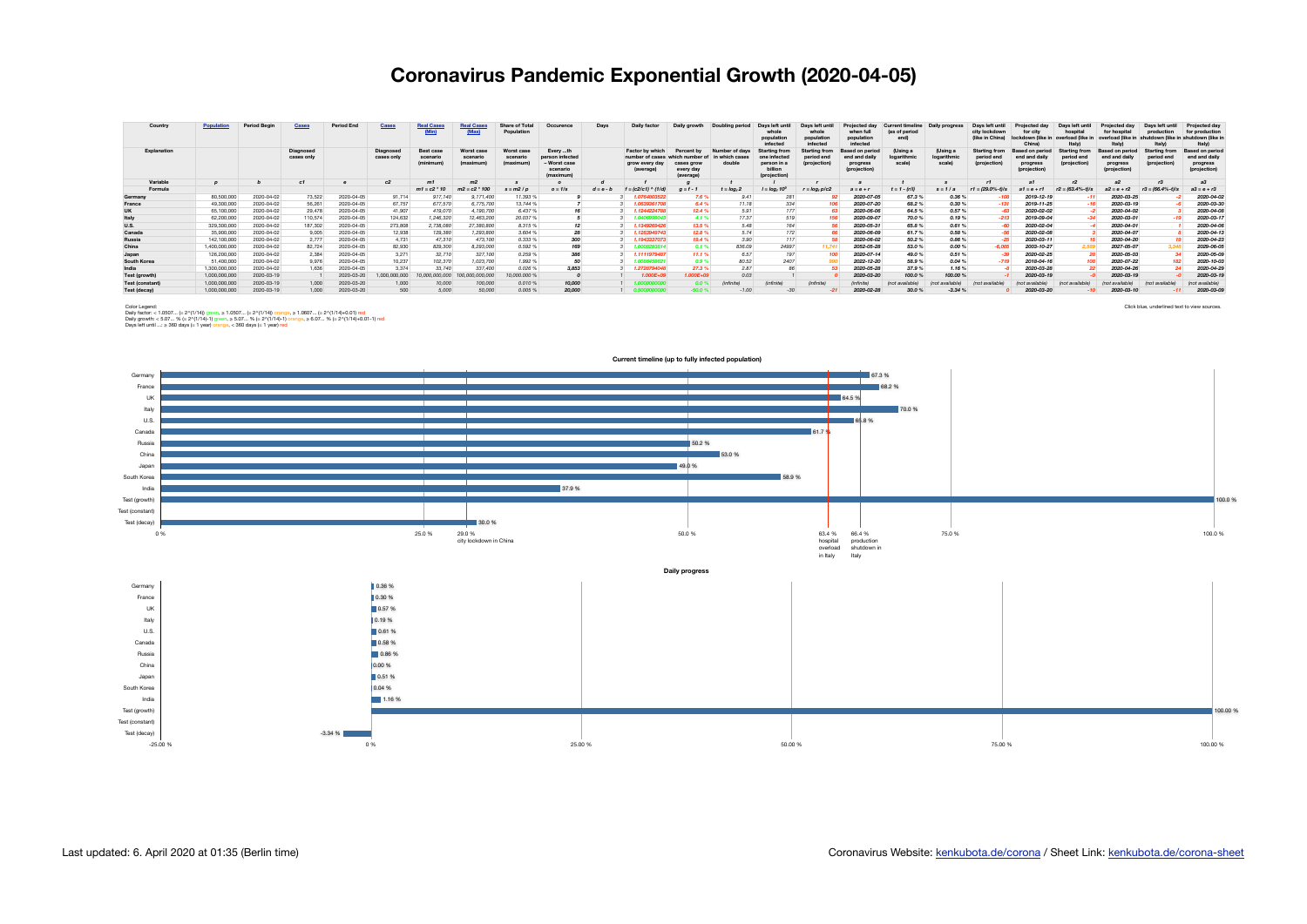# Coronavirus Pandemic Exponential Growth (2020-04-05)

| Country | Population | Period Begin | Cases | Period End | Cases | Real Cases (Min) | Real Cases (Max) | Share of Total Population | Occurence | Days | Daily factor | Daily growth | Doubling period | Days left until whole population infected | Days left until whole population infected | Projected day when full population infected | Current timeline (as of period end) | Daily progress | Days left until city lockdown (like in China) | Projected day for city lockdown (like in China) | Days left until hospital overload (like in Italy) | Projected day for hospital overload (like in Italy) | Days left until production shutdown (like in Italy) | Projected day for production shutdown (like in Italy) |
|---|---|---|---|---|---|---|---|---|---|---|---|---|---|---|---|---|---|---|---|---|---|---|---|---|
| Explanation | | | Diagnosed cases only | | Diagnosed cases only | Best case scenario (minimum) | Worst case scenario (maximum) | Worst case scenario (maximum) | Every ...th person infected – Worst case scenario (maximum) | | Factor by which number of cases grow every day (average) | Percent by which number of cases grow every day (average) | Number of days in which cases double | Starting from one infected person in a billion (projection) | Starting from period end (projection) | Based on period end and daily progress (projection) | (Using a logarithmic scale) | (Using a logarithmic scale) | Starting from period end (projection) | Based on period end and daily progress (projection) | Starting from period end (projection) | Based on period end and daily progress (projection) | Starting from period end (projection) | Based on period end and daily progress (projection) |
| Variable | p | b | c1 | e | c2 | m1 | m2 | s | o | d | f | g | t | l | r | a | t | x | r1 | a1 | r2 | a2 | r3 | a3 |
| Formula | | | | | | m1 = c2 * 10 | m2 = c2 * 100 | s = m2 / p | o = 1/s | d = e - b | f = (c2/c1) ^ (1/d) | g = f - 1 | t = log_f 2 | l = log_f 10⁹ | r = log_f p/c2 | a = e + r | t = 1 - (r/l) | s = 1 / a | r1 = (29.0%-t)/s | a1 = e + r1 | r2 = (63.4%-t)/s | a2 = e + r2 | r3 = (66.4%-t)/s | a3 = e + r3 |
| Germany | 80,500,000 | 2020-04-02 | 73,522 | 2020-04-05 | 91,714 | 917,140 | 9,171,400 | 11.393 % | 9 | 3 | 1.0764603522 | 7.6 % | 9.41 | 281 | 92 | 2020-07-05 | 67.3 % | 0.36 % | -108 | 2019-12-19 | -11 | 2020-03-25 | -2 | 2020-04-02 |
| France | 49,300,000 | 2020-04-02 | 56,261 | 2020-04-05 | 67,757 | 677,570 | 6,775,700 | 13.744 % | 7 | 3 | 1.0638061708 | 6.4 % | 11.18 | 334 | 106 | 2020-07-20 | 68.2 % | 0.30 % | -131 | 2019-11-25 | -16 | 2020-03-19 | -6 | 2020-03-30 |
| UK | 65,100,000 | 2020-04-02 | 29,478 | 2020-04-05 | 41,907 | 419,070 | 4,190,700 | 6.437 % | 16 | 3 | 1.1244224788 | 12.4 % | 5.91 | 177 | 63 | 2020-06-06 | 64.5 % | 0.57 % | -63 | 2020-02-02 | -2 | 2020-04-02 | 3 | 2020-04-08 |
| Italy | 62,200,000 | 2020-04-02 | 110,574 | 2020-04-05 | 124,632 | 1,246,320 | 12,463,200 | 20.037 % | 5 | 3 | 1.0406956043 | 4.1 % | 17.37 | 519 | 156 | 2020-09-07 | 70.0 % | 0.19 % | -213 | 2019-09-04 | -34 | 2020-03-01 | -19 | 2020-03-17 |
| U.S. | 329,300,000 | 2020-04-02 | 187,302 | 2020-04-05 | 273,808 | 2,738,080 | 27,380,800 | 8.315 % | 12 | 3 | 1.1349269426 | 13.5 % | 5.48 | 164 | 56 | 2020-05-31 | 65.8 % | 0.61 % | -60 | 2020-02-04 | -4 | 2020-04-01 | 1 | 2020-04-06 |
| Canada | 35,900,000 | 2020-04-02 | 9,005 | 2020-04-05 | 12,938 | 129,380 | 1,293,800 | 3.604 % | 28 | 3 | 1.1252949743 | 12.5 % | 5.74 | 172 | 66 | 2020-06-09 | 61.7 % | 0.58 % | -56 | 2020-02-08 | 3 | 2020-04-07 | 8 | 2020-04-13 |
| Russia | 142,100,000 | 2020-04-02 | 2,777 | 2020-04-05 | 4,731 | 47,310 | 473,100 | 0.333 % | 300 | 3 | 1.1942237073 | 19.4 % | 3.90 | 117 | 58 | 2020-06-02 | 50.2 % | 0.86 % | -25 | 2020-03-11 | 16 | 2020-04-20 | 19 | 2020-04-23 |
| China | 1,400,000,000 | 2020-04-02 | 82,724 | 2020-04-05 | 82,930 | 829,300 | 8,293,000 | 0.592 % | 169 | 3 | 1.0008293214 | 0.1 % | 836.09 | 24997 | 11,741 | 2052-05-28 | 53.0 % | 0.00 % | -6,005 | 2003-10-27 | 2,559 | 2027-05-07 | 3,244 | 2029-06-05 |
| Japan | 126,200,000 | 2020-04-02 | 2,384 | 2020-04-05 | 3,271 | 32,710 | 327,100 | 0.259 % | 386 | 3 | 1.1111979487 | 11.1 % | 6.57 | 197 | 100 | 2020-07-14 | 49.0 % | 0.51 % | -39 | 2020-02-25 | 28 | 2020-05-03 | 34 | 2020-05-09 |
| South Korea | 51,400,000 | 2020-04-02 | 9,976 | 2020-04-05 | 10,237 | 102,370 | 1,023,700 | 1.992 % | 50 | 3 | 1.0086456521 | 0.9 % | 80.52 | 2407 | 990 | 2022-12-20 | 58.9 % | 0.04 % | -719 | 2018-04-16 | 108 | 2020-07-22 | 182 | 2020-10-03 |
| India | 1,300,000,000 | 2020-04-02 | 1,636 | 2020-04-05 | 3,374 | 33,740 | 337,400 | 0.026 % | 3,853 | 3 | 1.2728794046 | 27.3 % | 2.87 | 86 | 53 | 2020-05-28 | 37.9 % | 1.16 % | -8 | 2020-03-28 | 22 | 2020-04-26 | 24 | 2020-04-29 |
| Test (growth) | 1,000,000,000 | 2020-03-19 | 1 | 2020-03-20 | 1,000,000,000 | 10,000,000,000 | 100,000,000,000 | 10,000.000 % | 0 | 1 | 1.000E+09 | 1.000E+09 | 0.03 | 1 | 0 | 2020-03-20 | 100.0 % | 100.00 % | -1 | 2020-03-19 | -0 | 2020-03-19 | -0 | 2020-03-19 |
| Test (constant) | 1,000,000,000 | 2020-03-19 | 1,000 | 2020-03-20 | 1,000 | 10,000 | 100,000 | 0.010 % | 10,000 | 1 | 1.0000000000 | 0.0 % | (infinite) | (infinite) | (infinite) | (infinite) | (not available) | (not available) | (not available) | (not available) | (not available) | (not available) | (not available) | (not available) |
| Test (decay) | 1,000,000,000 | 2020-03-19 | 1,000 | 2020-03-20 | 500 | 5,000 | 50,000 | 0.005 % | 20,000 | 1 | 0.5000000000 | -50.0 % | -1.00 | -30 | -21 | 2020-02-28 | 30.0 % | -3.34 % | 0 | 2020-03-20 | -10 | 2020-03-10 | -11 | 2020-03-09 |

Color Legend:
Daily factor: < 1.0507... (≈ 2^(1/14)) green, ≥ 1.0507... (≈ 2^(1/14)) orange, ≥ 1.0607... (≈ 2^(1/14)+0.01) red
Daily growth: < 5.07... % (≈ 2^(1/14)-1) green, ≥ 5.07... % (≈ 2^(1/14)-1) orange, ≥ 6.07... % (≈ 2^(1/14)+0.01-1) red
Days left until ... ≥ 360 days (≈ 1 year) orange, < 360 days (≈ 1 year) red

Click blue, underlined text to view sources.

**Current timeline (up to fully infected population)**

| Country | Current timeline |
|---|---|
| Germany | 67.3 % |
| France | 68.2 % |
| UK | 64.5 % |
| Italy | 70.0 % |
| U.S. | 65.8 % |
| Canada | 61.7 % |
| Russia | 50.2 % |
| China | 53.0 % |
| Japan | 49.0 % |
| South Korea | 58.9 % |
| India | 37.9 % |
| Test (growth) | 100.0 % |
| Test (constant) | |
| Test (decay) | 30.0 % |

Markers: 29.0 % city lockdown in China; 63.4 % hospital overload in Italy; 66.4 % production shutdown in Italy

**Daily progress**

| Country | Daily progress |
|---|---|
| Germany | 0.36 % |
| France | 0.30 % |
| UK | 0.57 % |
| Italy | 0.19 % |
| U.S. | 0.61 % |
| Canada | 0.58 % |
| Russia | 0.86 % |
| China | 0.00 % |
| Japan | 0.51 % |
| South Korea | 0.04 % |
| India | 1.16 % |
| Test (growth) | 100.00 % |
| Test (constant) | |
| Test (decay) | -3.34 % |

Last updated: 6. April 2020 at 01:35 (Berlin time)

Coronavirus Website: kenkubota.de/corona / Sheet Link: kenkubota.de/corona-sheet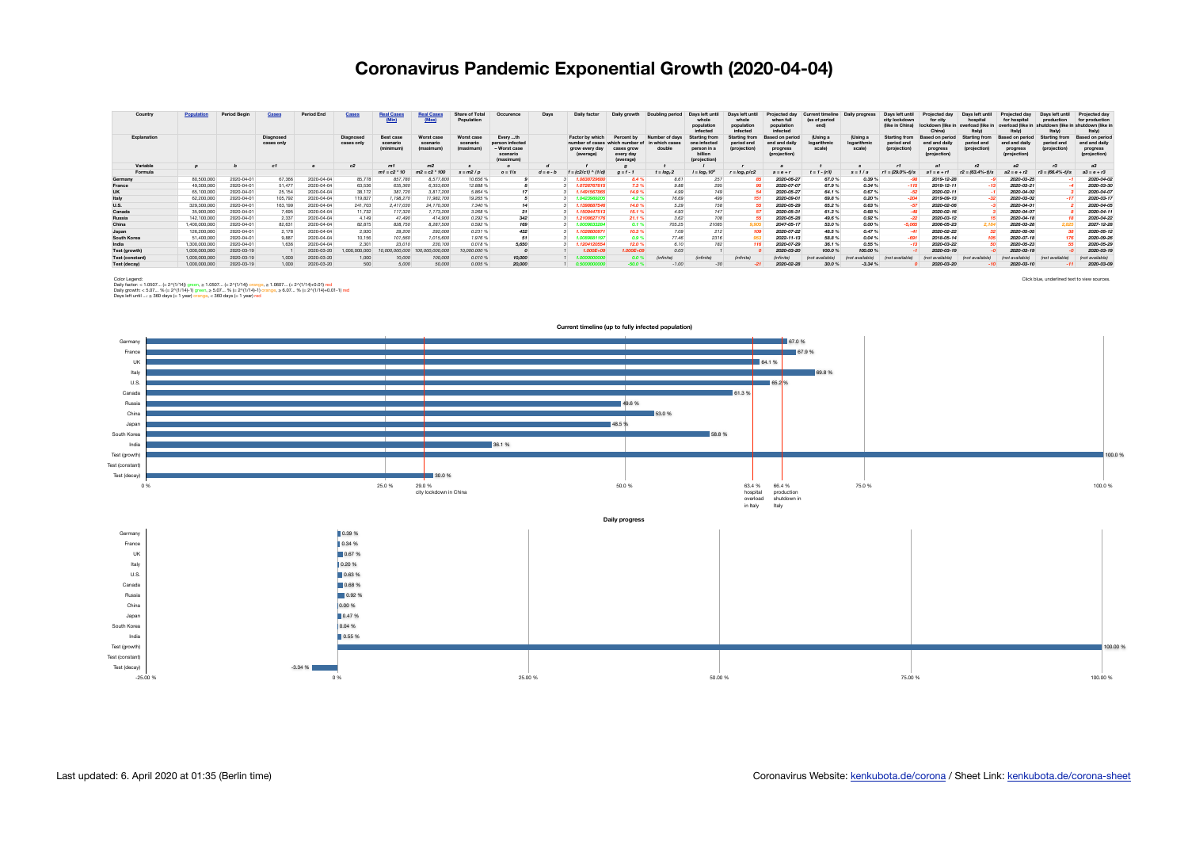# Coronavirus Pandemic Exponential Growth (2020-04-04)

| Country | Population | Period Begin | Cases | Period End | Cases | Real Cases (Min) | Real Cases (Max) | Share of Total Population | Occurence | Days | Daily factor | Daily growth | Doubling period | Days left until whole population infected | Days left until whole population infected | Projected day when full population infected | Current timeline (as of period end) | Daily progress | Days left until city lockdown (like in China) | Projected day for city lockdown (like in China) | Days left until hospital overload (like in Italy) | Projected day for hospital overload (like in Italy) | Days left until production shutdown (like in Italy) | Projected day for production shutdown (like in Italy) |
|---|---|---|---|---|---|---|---|---|---|---|---|---|---|---|---|---|---|---|---|---|---|---|---|---|
| Explanation | | | Diagnosed cases only | | Diagnosed cases only | Best case scenario (minimum) | Worst case scenario (maximum) | Worst case scenario (maximum) | Every ...th person infected – Worst case scenario (maximum) | | Factor by which number of cases grow every day (average) | Percent by which number of cases grow every day (average) | Number of days in which cases double | Starting from one infected person in a billion (projection) | Starting from period end (projection) | Based on period end and daily progress (projection) | (Using a logarithmic scale) | (Using a logarithmic scale) | Starting from period end (projection) | Based on period end and daily progress (projection) | Starting from period end (projection) | Based on period end and daily progress (projection) | Starting from period end (projection) | Based on period end and daily progress (projection) |
| Variable | p | b | c1 | e | c2 | m1 | m2 | s | o | d | f | g | t | l | r | a | t | x | r1 | a1 | r2 | a2 | r3 | a3 |
| Formula | | | | | | m1 = c2 * 10 | m2 = c2 * 100 | s = m2 / p | o = 1/s | d = e - b | f = (c2/c1) ^ (1/d) | g = f - 1 | $t = \log_f 2$ | $l = \log_f 10^9$ | $r = \log_f p/c2$ | a = e + r | t = 1 - (r/l) | s = 1 / a | r1 = (29.0%-t)/s | a1 = e + r1 | r2 = (63.4%-t)/s | a2 = e + r2 | r3 = (66.4%-t)/s | a3 = e + r3 |
| Germany | 80,500,000 | 2020-04-01 | 67,366 | 2020-04-04 | 85,778 | 857,780 | 8,577,800 | 10.656 % | 9 | 3 | 1.0838729680 | 8.4 % | 8.61 | 257 | 85 | 2020-06-27 | 67.0 % | 0.39 % | -98 | 2019-12-28 | -9 | 2020-03-25 | -1 | 2020-04-02 |
| France | 49,300,000 | 2020-04-01 | 51,477 | 2020-04-04 | 63,536 | 635,360 | 6,353,600 | 12.888 % | 8 | 3 | 1.0726767615 | 7.3 % | 9.88 | 295 | 95 | 2020-07-07 | 67.9 % | 0.34 % | -115 | 2019-12-11 | -13 | 2020-03-21 | -4 | 2020-03-30 |
| UK | 65,100,000 | 2020-04-01 | 25,154 | 2020-04-04 | 38,172 | 381,720 | 3,817,200 | 5.864 % | 17 | 3 | 1.1491567683 | 14.9 % | 4.99 | 149 | 54 | 2020-05-27 | 64.1 % | 0.67 % | -52 | 2020-02-11 | -1 | 2020-04-02 | 3 | 2020-04-07 |
| Italy | 62,200,000 | 2020-04-01 | 105,792 | 2020-04-04 | 119,827 | 1,198,270 | 11,982,700 | 19.265 % | 5 | 3 | 1.0423865206 | 4.2 % | 16.69 | 499 | 151 | 2020-09-01 | 69.8 % | 0.20 % | -204 | 2019-09-13 | -32 | 2020-03-02 | -17 | 2020-03-17 |
| U.S. | 329,300,000 | 2020-04-01 | 163,199 | 2020-04-04 | 241,703 | 2,417,030 | 24,170,300 | 7.340 % | 14 | 3 | 1.1398667546 | 14.0 % | 5.29 | 158 | 55 | 2020-05-29 | 65.2 % | 0.63 % | -57 | 2020-02-06 | -3 | 2020-04-01 | 2 | 2020-04-05 |
| Canada | 35,900,000 | 2020-04-01 | 7,695 | 2020-04-04 | 11,732 | 117,320 | 1,173,200 | 3.268 % | 31 | 3 | 1.1509447513 | 15.1 % | 4.93 | 147 | 57 | 2020-05-31 | 61.3 % | 0.68 % | -48 | 2020-02-16 | 3 | 2020-04-07 | 8 | 2020-04-11 |
| Russia | 142,100,000 | 2020-04-01 | 2,337 | 2020-04-04 | 4,149 | 41,490 | 414,900 | 0.292 % | 342 | 3 | 1.2108627176 | 21.1 % | 3.62 | 108 | 55 | 2020-05-28 | 49.6 % | 0.92 % | -22 | 2020-03-12 | 15 | 2020-04-18 | 18 | 2020-04-22 |
| China | 1,400,000,000 | 2020-04-01 | 82,631 | 2020-04-04 | 82,875 | 828,750 | 8,287,500 | 0.592 % | 169 | 3 | 1.0009833284 | 0.1 % | 705.25 | 21085 | 9,905 | 2047-05-17 | 53.0 % | 0.00 % | -5,065 | 2006-05-23 | 2,154 | 2026-03-28 | 2,625 | 2027-12-28 |
| Japan | 126,200,000 | 2020-04-01 | 2,178 | 2020-04-04 | 2,920 | 29,200 | 292,000 | 0.231 % | 432 | 3 | 1.1026600971 | 10.3 % | 7.09 | 212 | 109 | 2020-07-22 | 48.5 % | 0.47 % | -41 | 2020-02-22 | 32 | 2020-05-06 | 38 | 2020-05-12 |
| South Korea | 51,400,000 | 2020-04-01 | 9,887 | 2020-04-04 | 10,156 | 101,560 | 1,015,600 | 1.976 % | 51 | 3 | 1.0089881197 | 0.9 % | 77.46 | 2316 | 953 | 2022-11-13 | 58.8 % | 0.04 % | -691 | 2018-05-14 | 105 | 2020-07-18 | 176 | 2020-09-26 |
| India | 1,300,000,000 | 2020-04-01 | 1,636 | 2020-04-04 | 2,301 | 23,010 | 230,100 | 0.018 % | 5,650 | 3 | 1.1204120554 | 12.0 % | 6.10 | 182 | 116 | 2020-07-29 | 36.1 % | 0.55 % | -13 | 2020-03-22 | 50 | 2020-05-23 | 55 | 2020-05-29 |
| Test (growth) | 1,000,000,000 | 2020-03-19 | 1 | 2020-03-20 | 1,000,000,000 | 10,000,000,000 | 100,000,000,000 | 10,000.000 % | 0 | 1 | 1.000E+09 | 1.000E+09 | 0.03 | 1 | 0 | 2020-03-20 | 100.0 % | 100.00 % | -1 | 2020-03-19 | -0 | 2020-03-19 | -0 | 2020-03-19 |
| Test (constant) | 1,000,000,000 | 2020-03-19 | 1,000 | 2020-03-20 | 1,000 | 10,000 | 100,000 | 0.010 % | 10,000 | 1 | 1.0000000000 | 0.0 % | (infinite) | (infinite) | (infinite) | (infinite) | (not available) | (not available) | (not available) | (not available) | (not available) | (not available) | (not available) | (not available) |
| Test (decay) | 1,000,000,000 | 2020-03-19 | 1,000 | 2020-03-20 | 500 | 5,000 | 50,000 | 0.005 % | 20,000 | 1 | 0.5000000000 | -50.0 % | -1.00 | -30 | -21 | 2020-02-28 | 30.0 % | -3.34 % | 0 | 2020-03-20 | -10 | 2020-03-10 | -11 | 2020-03-09 |

Color Legend:
Daily factor: < 1.0507... (= 2^(1/14)) green, ≥ 1.0507... (= 2^(1/14)) orange, ≥ 1.0607... (= 2^(1/14)+0.01) red
Daily growth: < 5.07... % (= 2^(1/14)-1) green, ≥ 5.07... % (= 2^(1/14)-1) orange, ≥ 6.07... % (= 2^(1/14)+0.01-1) red
Days left until ...: ≥ 360 days (= 1 year) orange, < 360 days (= 1 year) red

Click blue, underlined text to view sources.

Current timeline (up to fully infected population)

Germany 67.0 %
France 67.9 %
UK 64.1 %
Italy 69.8 %
U.S. 65.2 %
Canada 61.3 %
Russia 49.6 %
China 53.0 %
Japan 48.5 %
South Korea 58.8 %
India 36.1 %
Test (growth) 100.0 %
Test (constant)
Test (decay) 30.0 %

0 % 25.0 % 29.0 % city lockdown in China 50.0 % 63.4 % hospital overload in Italy 66.4 % production shutdown in Italy 75.0 % 100.0 %

Daily progress

Germany 0.39 %
France 0.34 %
UK 0.67 %
Italy 0.20 %
U.S. 0.63 %
Canada 0.68 %
Russia 0.92 %
China 0.00 %
Japan 0.47 %
South Korea 0.04 %
India 0.55 %
Test (growth) 100.00 %
Test (constant)
Test (decay) -3.34 %

-25.00 % 0 % 25.00 % 50.00 % 75.00 % 100.00 %

Last updated: 6. April 2020 at 01:35 (Berlin time)

Coronavirus Website: kenkubota.de/corona / Sheet Link: kenkubota.de/corona-sheet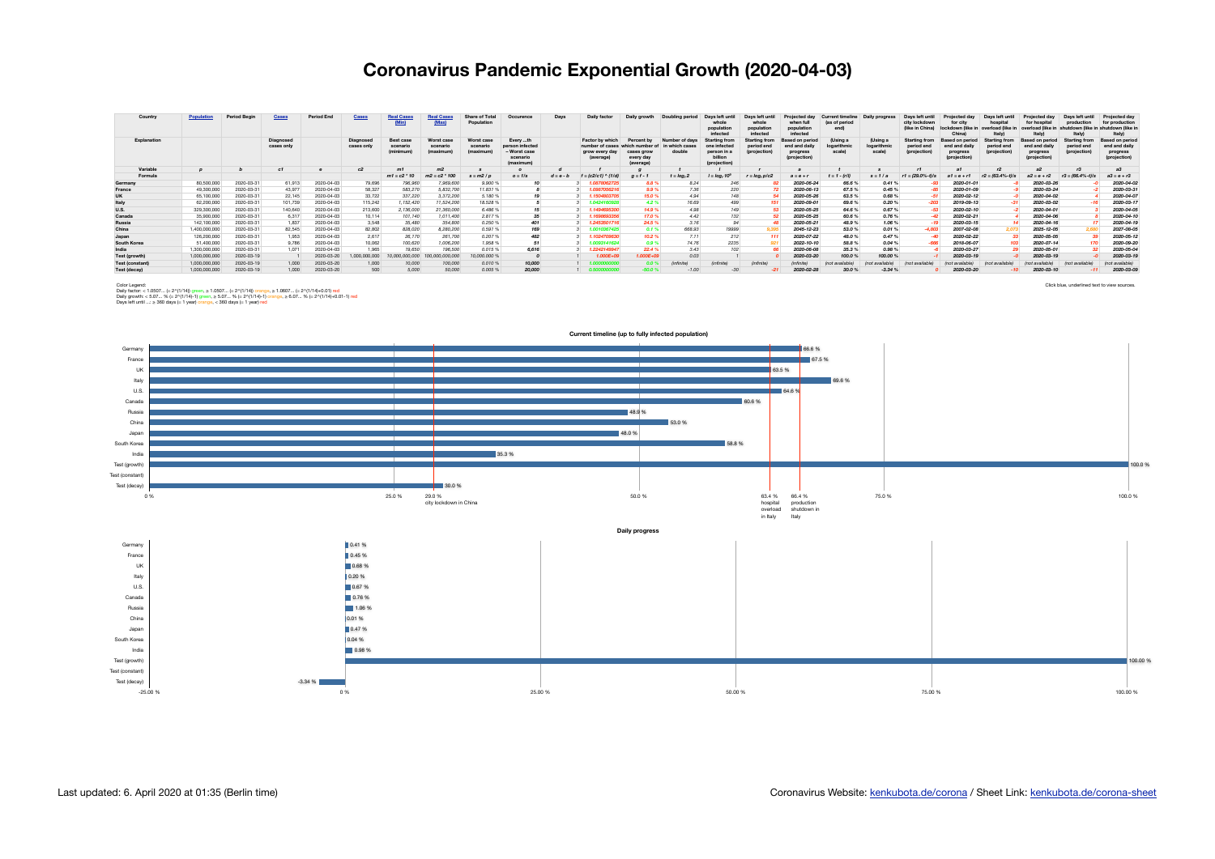# Coronavirus Pandemic Exponential Growth (2020-04-03)

| Country | Population | Period Begin | Cases | Period End | Cases | Real Cases (Min) | Real Cases (Max) | Share of Total Population | Occurence | Days | Daily factor | Daily growth | Doubling period | Days left until whole population infected | Days left until whole population infected | Projected day when full population infected | Current timeline (as of period end) | Daily progress | Days left until city lockdown (like in China) | Projected day for city lockdown (like in China) | Days left until hospital overload (like in Italy) | Projected day for hospital overload (like in Italy) | Days left until production shutdown (like in Italy) | Projected day for production shutdown (like in Italy) |
|---|---|---|---|---|---|---|---|---|---|---|---|---|---|---|---|---|---|---|---|---|---|---|---|---|
| Explanation | | | Diagnosed cases only | | Diagnosed cases only | Best case scenario (minimum) | Worst case scenario (maximum) | Worst case scenario (maximum) | Every ...th person infected – Worst case scenario (maximum) | | Factor by which number of cases grow every day (average) | Percent by which number of cases grow every day (average) | Number of days in which cases double | Starting from one infected person in a billion (projection) | Starting from period end (projection) | Based on period end and daily progress (projection) | (Using a logarithmic scale) | (Using a logarithmic scale) | Starting from period end (projection) | Based on period end and daily progress (projection) | Starting from period end (projection) | Based on period end and daily progress (projection) | Starting from period end (projection) | Based on period end and daily progress (projection) |
| Variable | p | b | c1 | e | c2 | m1 | m2 | s | o | d | f | g | t | l | r | a | t | x | r1 | a1 | r2 | a2 | r3 | a3 |
| Formula | | | | | | m1 = c2 * 10 | m2 = c2 * 100 | s = m2 / p | o = 1/s | d = e - b | f = (c2/c1) ^ (1/d) | g = f - 1 | t = log_f 2 | l = log_f 10⁹ | r = log_f p/c2 | a = e + r | t = 1 - (r/l) | x = 1 / a | r1 = (29.0%-t)/x | a1 = e + r1 | r2 = (63.4%-t)/x | a2 = e + r2 | r3 = (66.4%-t)/x | a3 = e + r3 |
| Germany | 80,500,000 | 2020-03-31 | 61,913 | 2020-04-03 | 79,696 | 796,960 | 7,969,600 | 9.900 % | 10 | 3 | 1.0879062725 | 8.8 % | 8.24 | 246 | 82 | 2020-06-24 | 66.6 % | 0.41 % | -93 | 2020-01-01 | -8 | 2020-03-26 | -0 | 2020-04-02 |
| France | 49,300,000 | 2020-03-31 | 43,977 | 2020-04-03 | 58,327 | 583,270 | 5,832,700 | 11.831 % | 8 | 3 | 1.0987056216 | 9.9 % | 7.36 | 220 | 72 | 2020-06-13 | 67.5 % | 0.45 % | -85 | 2020-01-09 | -9 | 2020-03-24 | -2 | 2020-03-31 |
| UK | 65,100,000 | 2020-03-31 | 22,145 | 2020-04-03 | 33,722 | 337,220 | 3,372,200 | 5.180 % | 19 | 3 | 1.1504803705 | 15.0 % | 4.94 | 148 | 54 | 2020-05-26 | 63.5 % | 0.68 % | -51 | 2020-02-12 | -0 | 2020-04-02 | 4 | 2020-04-07 |
| Italy | 62,200,000 | 2020-03-31 | 101,739 | 2020-04-03 | 115,242 | 1,152,420 | 11,524,200 | 18.528 % | 5 | 3 | 1.0424480928 | 4.2 % | 16.69 | 499 | 151 | 2020-09-01 | 69.6 % | 0.20 % | -203 | 2019-09-13 | -31 | 2020-03-02 | -16 | 2020-03-17 |
| U.S. | 329,300,000 | 2020-03-31 | 140,640 | 2020-04-03 | 213,600 | 2,136,000 | 21,360,000 | 6.486 % | 15 | 3 | 1.1494695300 | 14.9 % | 4.98 | 149 | 53 | 2020-05-25 | 64.6 % | 0.67 % | -53 | 2020-02-10 | -2 | 2020-04-01 | 3 | 2020-04-05 |
| Canada | 35,900,000 | 2020-03-31 | 6,317 | 2020-04-03 | 10,114 | 101,140 | 1,011,400 | 2.817 % | 35 | 3 | 1.1698693396 | 17.0 % | 4.42 | 132 | 52 | 2020-05-25 | 60.6 % | 0.76 % | -42 | 2020-02-21 | 4 | 2020-04-06 | 8 | 2020-04-10 |
| Russia | 142,100,000 | 2020-03-31 | 1,837 | 2020-04-03 | 3,548 | 35,480 | 354,800 | 0.250 % | 401 | 3 | 1.2452501716 | 24.5 % | 3.16 | 94 | 48 | 2020-05-21 | 48.9 % | 1.06 % | -19 | 2020-03-15 | 14 | 2020-04-16 | 17 | 2020-04-19 |
| China | 1,400,000,000 | 2020-03-31 | 82,545 | 2020-04-03 | 82,802 | 828,020 | 8,280,200 | 0.597 % | 169 | 3 | 1.0010357425 | 0.1 % | 669.93 | 19999 | 9,396 | 2045-12-23 | 53.0 % | 0.01 % | -4,803 | 2007-02-08 | 2,073 | 2025-12-05 | 2,650 | 2027-06-05 |
| Japan | 126,200,000 | 2020-03-31 | 1,953 | 2020-04-03 | 2,617 | 26,170 | 261,700 | 0.207 % | 482 | 3 | 1.1024769636 | 10.2 % | 7.11 | 212 | 111 | 2020-07-22 | 48.0 % | 0.47 % | -40 | 2020-02-22 | 33 | 2020-05-06 | 39 | 2020-05-12 |
| South Korea | 51,400,000 | 2020-03-31 | 9,786 | 2020-04-03 | 10,062 | 100,620 | 1,006,200 | 1.958 % | 51 | 3 | 1.0093141524 | 0.9 % | 74.76 | 2235 | 921 | 2022-10-10 | 58.8 % | 0.04 % | -666 | 2018-05-07 | 103 | 2020-07-14 | 170 | 2020-09-20 |
| India | 1,300,000,000 | 2020-03-31 | 1,071 | 2020-04-03 | 1,965 | 19,650 | 196,500 | 0.015 % | 6,616 | 3 | 1.2242148947 | 22.4 % | 3.43 | 102 | 66 | 2020-06-08 | 35.3 % | 0.98 % | -6 | 2020-03-27 | 29 | 2020-05-01 | 32 | 2020-05-04 |
| Test (growth) | 1,000,000,000 | 2020-03-19 | 1 | 2020-03-20 | 1,000,000,000 | 10,000,000,000 | 100,000,000,000 | 10,000.000 % | 0 | 1 | 1.000E+09 | 1.000E+09 | 0.03 | 1 | 0 | 2020-03-20 | 100.0 % | 100.00 % | -1 | 2020-03-19 | -0 | 2020-03-19 | -0 | 2020-03-19 |
| Test (constant) | 1,000,000,000 | 2020-03-19 | 1,000 | 2020-03-20 | 1,000 | 10,000 | 100,000 | 0.010 % | 10,000 | 1 | 1.0000000000 | 0.0 % | (infinite) | (infinite) | (infinite) | (infinite) | (not available) | (not available) | (not available) | (not available) | (not available) | (not available) | (not available) | (not available) |
| Test (decay) | 1,000,000,000 | 2020-03-19 | 1,000 | 2020-03-20 | 500 | 5,000 | 50,000 | 0.005 % | 20,000 | 1 | 0.5000000000 | -50.0 % | -1.00 | -30 | -21 | 2020-02-28 | 30.0 % | -3.34 % | 0 | 2020-03-20 | -10 | 2020-03-10 | -11 | 2020-03-09 |

Color Legend:
Daily factor: < 1.0507... (= 2^(1/14)) green, ≥ 1.0507... (= 2^(1/14)) orange, ≥ 1.0607... (= 2^(1/14)+0.01) red
Daily growth: < 5.07... % (= 2^(1/14)-1) green, ≥ 5.07... % (= 2^(1/14)-1) orange, ≥ 6.07... % (= 2^(1/14)+0.01-1) red
Days left until ...: ≥ 360 days (= 1 year) orange, < 360 days (= 1 year) red

Click blue, underlined text to view sources.

Current timeline (up to fully infected population)

Germany 66.6 %
France 67.5 %
UK 63.5 %
Italy 69.6 %
U.S. 64.6 %
Canada 60.6 %
Russia 48.9 %
China 53.0 %
Japan 48.0 %
South Korea 58.8 %
India 35.3 %
Test (growth) 100.0 %
Test (constant)
Test (decay) 30.0 %

0 % 25.0 % 29.0 % city lockdown in China 50.0 % 63.4 % hospital overload in Italy 66.4 % production shutdown in Italy 75.0 % 100.0 %

Daily progress

Germany 0.41 %
France 0.45 %
UK 0.68 %
Italy 0.20 %
U.S. 0.67 %
Canada 0.76 %
Russia 1.06 %
China 0.01 %
Japan 0.47 %
South Korea 0.04 %
India 0.98 %
Test (growth) 100.00 %
Test (constant)
Test (decay) -3.34 %

-25.00 % 0 % 25.00 % 50.00 % 75.00 % 100.00 %

Last updated: 6. April 2020 at 01:35 (Berlin time)

Coronavirus Website: kenkubota.de/corona / Sheet Link: kenkubota.de/corona-sheet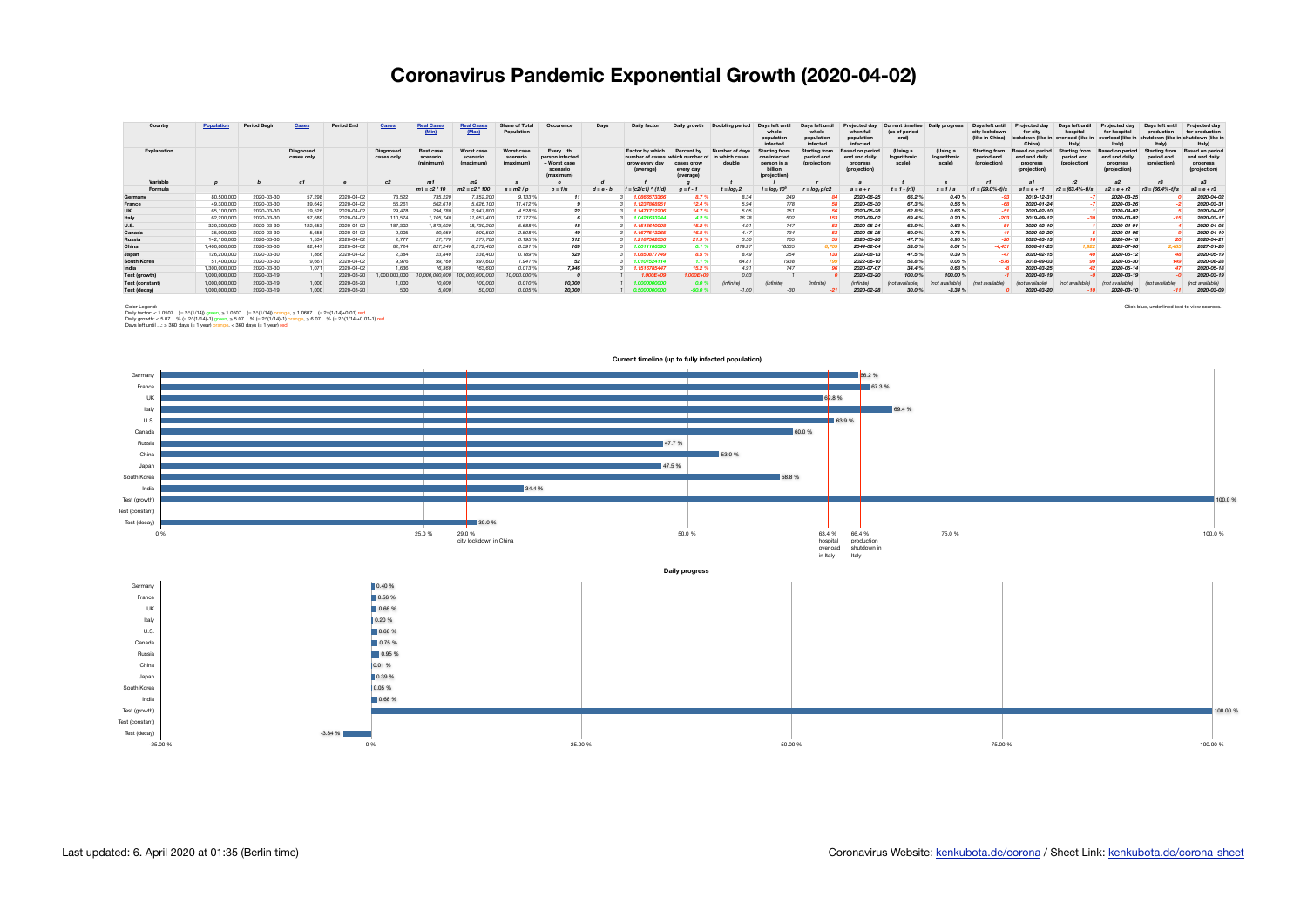# Coronavirus Pandemic Exponential Growth (2020-04-02)

| Country | Population | Period Begin | Cases | Period End | Cases | Real Cases (Min) | Real Cases (Max) | Share of Total Population | Occurence | Days | Daily factor | Daily growth | Doubling period | Days left until whole population infected | Days left until whole population infected | Projected day when full population infected | Current timeline (as of period end) | Daily progress | Days left until city lockdown (like in China) | Projected day for city lockdown (like in China) | Days left until hospital overload (like in Italy) | Projected day for hospital overload (like in Italy) | Days left until production shutdown (like in Italy) | Projected day for production shutdown (like in Italy) |
|---|---|---|---|---|---|---|---|---|---|---|---|---|---|---|---|---|---|---|---|---|---|---|---|---|
| Explanation | | | Diagnosed cases only | | Diagnosed cases only | Best case scenario (minimum) | Worst case scenario (maximum) | Worst case scenario (maximum) | Every ...th person infected – Worst case scenario (maximum) | | Factor by which number of cases grow every day (average) | Percent by which number of cases grow every day (average) | Number of days in which cases double | Starting from one infected person in a billion (projection) | Starting from period end (projection) | Based on period end and daily progress (projection) | (Using a logarithmic scale) | (Using a logarithmic scale) | Starting from period end (projection) | Based on period end and daily progress (projection) | Starting from period end (projection) | Based on period end and daily progress (projection) | Starting from period end (projection) | Based on period end and daily progress (projection) |
| Variable | p | b | c1 | e | c2 | m1 | m2 | s | o | d | f | g | t | l | r | a | t | x | r1 | a1 | r2 | a2 | r3 | a3 |
| Formula | | | | | | m1 = c2 * 10 | m2 = c2 * 100 | s = m2 / p | o = 1/s | d = e - b | f = (c2/c1) ^ (1/d) | g = f - 1 | t = log_f 2 | l = log_f 10^9 | r = log_f p/c2 | a = e + r | t = 1 - (r/l) | x = 1 / a | r1 = (29.0%–t)/x | a1 = e + r1 | r2 = (63.4%–t)/x | a2 = e + r2 | r3 = (66.4%–t)/x | a3 = e + r3 |
| Germany | 80,500,000 | 2020-03-30 | 57,298 | 2020-04-02 | 73,522 | 735,220 | 7,352,200 | 9.133 % | 11 | 3 | 1.0868573366 | 8.7 % | 8.34 | 249 | 84 | 2020-06-25 | 66.2 % | 0.40 % | -93 | 2019-12-31 | -7 | 2020-03-25 | 0 | 2020-04-02 |
| France | 49,300,000 | 2020-03-30 | 39,642 | 2020-04-02 | 56,261 | 562,610 | 5,626,100 | 11.412 % | 9 | 3 | 1.1237668951 | 12.4 % | 5.94 | 178 | 58 | 2020-05-30 | 67.3 % | 0.56 % | -68 | 2020-01-24 | -7 | 2020-03-26 | -2 | 2020-03-31 |
| UK | 65,100,000 | 2020-03-30 | 19,526 | 2020-04-02 | 29,478 | 294,780 | 2,947,800 | 4.528 % | 22 | 3 | 1.1471712206 | 14.7 % | 5.05 | 151 | 56 | 2020-05-28 | 62.8 % | 0.66 % | -51 | 2020-02-10 | 1 | 2020-04-02 | 5 | 2020-04-07 |
| Italy | 62,200,000 | 2020-03-30 | 97,689 | 2020-04-02 | 110,574 | 1,105,740 | 11,057,400 | 17.777 % | 6 | 3 | 1.0421635244 | 4.2 % | 16.78 | 502 | 153 | 2020-09-02 | 69.4 % | 0.20 % | -203 | 2019-09-12 | -30 | 2020-03-02 | -15 | 2020-03-17 |
| U.S. | 329,300,000 | 2020-03-30 | 122,653 | 2020-04-02 | 187,302 | 1,873,020 | 18,730,200 | 5.688 % | 18 | 3 | 1.1516640066 | 15.2 % | 4.91 | 147 | 53 | 2020-05-24 | 63.9 % | 0.68 % | -51 | 2020-02-10 | -1 | 2020-04-01 | 4 | 2020-04-05 |
| Canada | 35,900,000 | 2020-03-30 | 5,655 | 2020-04-02 | 9,005 | 90,050 | 900,500 | 2.508 % | 40 | 3 | 1.1677513285 | 16.8 % | 4.47 | 134 | 53 | 2020-05-25 | 60.0 % | 0.75 % | -41 | 2020-02-20 | 5 | 2020-04-06 | 9 | 2020-04-10 |
| Russia | 142,100,000 | 2020-03-30 | 1,534 | 2020-04-02 | 2,777 | 27,770 | 277,700 | 0.195 % | 512 | 3 | 1.2187562056 | 21.9 % | 3.50 | 105 | 55 | 2020-05-26 | 47.7 % | 0.95 % | -20 | 2020-03-13 | 16 | 2020-04-18 | 20 | 2020-04-21 |
| China | 1,400,000,000 | 2020-03-30 | 82,447 | 2020-04-02 | 82,724 | 827,240 | 8,272,400 | 0.591 % | 169 | 3 | 1.0011185326 | 0.1 % | 619.97 | 18535 | 8,709 | 2044-02-04 | 53.0 % | 0.01 % | -4,451 | 2008-01-25 | 1,922 | 2025-07-06 | 2,492 | 2027-01-20 |
| Japan | 126,200,000 | 2020-03-30 | 1,866 | 2020-04-02 | 2,384 | 23,840 | 238,400 | 0.189 % | 529 | 3 | 1.0850677749 | 8.5 % | 8.49 | 254 | 133 | 2020-08-13 | 47.5 % | 0.39 % | -47 | 2020-02-15 | 40 | 2020-05-12 | 48 | 2020-05-19 |
| South Korea | 51,400,000 | 2020-03-30 | 9,661 | 2020-04-02 | 9,976 | 99,760 | 997,600 | 1.941 % | 52 | 3 | 1.0107524114 | 1.1 % | 64.81 | 1938 | 799 | 2022-06-10 | 58.8 % | 0.05 % | -576 | 2018-09-03 | 90 | 2020-06-30 | 149 | 2020-08-28 |
| India | 1,300,000,000 | 2020-03-30 | 1,071 | 2020-04-02 | 1,636 | 16,360 | 163,600 | 0.013 % | 7,946 | 3 | 1.1516785447 | 15.2 % | 4.91 | 147 | 96 | 2020-07-07 | 34.4 % | 0.68 % | -8 | 2020-03-25 | 42 | 2020-05-14 | 47 | 2020-05-18 |
| Test (growth) | 1,000,000,000 | 2020-03-19 | 1 | 2020-03-20 | 1,000,000,000 | 10,000,000,000 | 100,000,000,000 | 10,000.000 % | 0 | 1 | 1.000E+09 | 1.000E+09 | 0.03 | 1 | 0 | 2020-03-20 | 100.0 % | 100.00 % | -1 | 2020-03-19 | -0 | 2020-03-19 | -0 | 2020-03-19 |
| Test (constant) | 1,000,000,000 | 2020-03-19 | 1,000 | 2020-03-20 | 1,000 | 10,000 | 100,000 | 0.010 % | 10,000 | 1 | 1.0000000000 | 0.0 % | (infinite) | (infinite) | (infinite) | (infinite) | (not available) | (not available) | (not available) | (not available) | (not available) | (not available) | (not available) | (not available) |
| Test (decay) | 1,000,000,000 | 2020-03-19 | 1,000 | 2020-03-20 | 500 | 5,000 | 50,000 | 0.005 % | 20,000 | 1 | 0.5000000000 | -50.0 % | -1.00 | -30 | -21 | 2020-02-28 | 30.0 % | -3.34 % | 0 | 2020-03-20 | -10 | 2020-03-10 | -11 | 2020-03-09 |

Color Legend:
Daily factor: < 1.0507... (= 2^(1/14)) green, ≥ 1.0507... (= 2^(1/14)) orange, ≥ 1.0607... (= 2^(1/14)+0.01) red
Daily growth: < 5.07... % (= 2^(1/14)-1) green, ≥ 5.07... % (= 2^(1/14)-1) orange, ≥ 6.07... % (= 2^(1/14)+0.01-1) red
Days left until ...: ≥ 360 days (= 1 year) orange, < 360 days (= 1 year) red

Click blue, underlined text to view sources.

Current timeline (up to fully infected population)

Germany 66.2 %
France 67.3 %
UK 62.8 %
Italy 69.4 %
U.S. 63.9 %
Canada 60.0 %
Russia 47.7 %
China 53.0 %
Japan 47.5 %
South Korea 58.8 %
India 34.4 %
Test (growth) 100.0 %
Test (constant)
Test (decay) 30.0 %

0 % 25.0 % 29.0 % city lockdown in China 50.0 % 63.4 % hospital overload in Italy 66.4 % production shutdown in Italy 75.0 % 100.0 %

Daily progress

Germany 0.40 %
France 0.56 %
UK 0.66 %
Italy 0.20 %
U.S. 0.68 %
Canada 0.75 %
Russia 0.95 %
China 0.01 %
Japan 0.39 %
South Korea 0.05 %
India 0.68 %
Test (growth) 100.00 %
Test (constant)
Test (decay) -3.34 %

-25.00 % 0 % 25.00 % 50.00 % 75.00 % 100.00 %

Last updated: 6. April 2020 at 01:35 (Berlin time)

Coronavirus Website: kenkubota.de/corona / Sheet Link: kenkubota.de/corona-sheet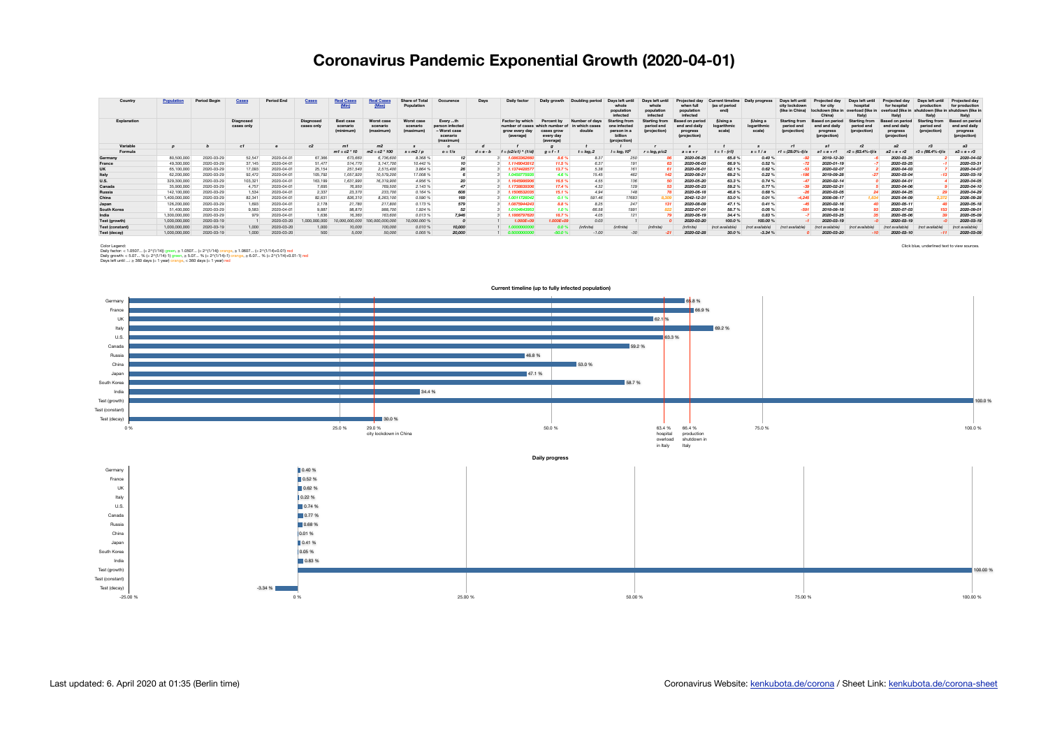# Coronavirus Pandemic Exponential Growth (2020-04-01)

| Country | Population | Period Begin | Cases | Period End | Cases | Real Cases (Min) | Real Cases (Max) | Share of Total Population | Occurence | Days | Daily factor | Daily growth | Doubling period | Days left until whole population infected | Days left until whole population infected | Projected day when full population infected | Current timeline (as of period end) | Daily progress | Days left until city lockdown (like in China) | Projected day for city lockdown (like in China) | Days left until hospital overload (like in Italy) | Projected day for hospital overload (like in Italy) | Days left until production shutdown (like in Italy) | Projected day for production shutdown (like in Italy) |
|---|---|---|---|---|---|---|---|---|---|---|---|---|---|---|---|---|---|---|---|---|---|---|---|---|
| Explanation | | | Diagnosed cases only | | Diagnosed cases only | Best case scenario (minimum) | Worst case scenario (maximum) | Worst case scenario (maximum) | Every ...th person infected – Worst case scenario (maximum) | | Factor by which number of cases grow every day (average) | Percent by which number of cases grow every day (average) | Number of days in which cases double | Starting from one infected person in a billion (projection) | Starting from period end (projection) | Based on period end and daily progress (projection) | (Using a logarithmic scale) | (Using a logarithmic scale) | Starting from period end (projection) | Based on period end and daily progress (projection) | Starting from period end (projection) | Based on period end and daily progress (projection) | Starting from period end (projection) | Based on period end and daily progress (projection) |
| Variable | p | b | c1 | e | c2 | m1 | m2 | s | o | d | f | g | t | l | r | a | t | x | r1 | a1 | r2 | a2 | r3 | a3 |
| Formula | | | | | | m1 = c2 * 10 | m2 = c2 * 100 | s = m2 / p | o = 1/s | d = e - b | f = (c2/c1) ^ (1/d) | g = f - 1 | t = log_f 2 | l = log_f 10^9 | r = log_f p/c2 | a = e + r | t = 1 - (r/l) | x = 1 / a | r1 = (29.0%-t)/x | a1 = e + r1 | r2 = (63.4%-t)/x | a2 = e + r2 | r3 = (66.4%-t)/x | a3 = e + r3 |
| Germany | 80,500,000 | 2020-03-29 | 52,547 | 2020-04-01 | 67,366 | 673,660 | 6,736,600 | 8.368 % | 12 | 3 | 1.0863362660 | 8.6 % | 8.37 | 250 | 86 | 2020-06-25 | 65.8 % | 0.40 % | -92 | 2019-12-30 | -6 | 2020-03-25 | 2 | 2020-04-02 |
| France | 49,300,000 | 2020-03-29 | 37,145 | 2020-04-01 | 51,477 | 514,770 | 5,147,700 | 10.442 % | 10 | 3 | 1.1149043612 | 11.5 % | 6.37 | 191 | 63 | 2020-06-03 | 66.9 % | 0.52 % | -72 | 2020-01-19 | -7 | 2020-03-25 | -1 | 2020-03-31 |
| UK | 65,100,000 | 2020-03-29 | 17,093 | 2020-04-01 | 25,154 | 251,540 | 2,515,400 | 3.864 % | 26 | 3 | 1.1374428577 | 13.7 % | 5.38 | 161 | 61 | 2020-06-01 | 62.1 % | 0.62 % | -53 | 2020-02-07 | 2 | 2020-04-03 | 7 | 2020-04-07 |
| Italy | 62,200,000 | 2020-03-29 | 92,472 | 2020-04-01 | 105,792 | 1,057,920 | 10,579,200 | 17.008 % | 6 | 3 | 1.0459775505 | 4.6 % | 15.45 | 462 | 142 | 2020-08-21 | 69.2 % | 0.22 % | -186 | 2019-09-28 | -27 | 2020-03-04 | -13 | 2020-03-19 |
| U.S. | 329,300,000 | 2020-03-29 | 103,321 | 2020-04-01 | 163,199 | 1,631,990 | 16,319,900 | 4.956 % | 20 | 3 | 1.1645956996 | 16.5 % | 4.55 | 136 | 50 | 2020-05-20 | 63.3 % | 0.74 % | -47 | 2020-02-14 | 0 | 2020-04-01 | 4 | 2020-04-05 |
| Canada | 35,900,000 | 2020-03-29 | 4,757 | 2020-04-01 | 7,695 | 76,950 | 769,500 | 2.143 % | 47 | 3 | 1.1738039306 | 17.4 % | 4.32 | 129 | 53 | 2020-05-23 | 59.2 % | 0.77 % | -39 | 2020-02-21 | 5 | 2020-04-06 | 9 | 2020-04-10 |
| Russia | 142,100,000 | 2020-03-29 | 1,534 | 2020-04-01 | 2,337 | 23,370 | 233,700 | 0.164 % | 608 | 3 | 1.1508532035 | 15.1 % | 4.94 | 148 | 78 | 2020-06-18 | 46.8 % | 0.68 % | -26 | 2020-03-05 | 24 | 2020-04-25 | 28 | 2020-04-29 |
| China | 1,400,000,000 | 2020-03-29 | 82,341 | 2020-04-01 | 82,631 | 826,310 | 8,263,100 | 0.590 % | 169 | 3 | 1.0011728042 | 0.1 % | 591.46 | 17683 | 8,309 | 2042-12-31 | 53.0 % | 0.01 % | -4,246 | 2008-08-17 | 1,834 | 2025-04-09 | 2,372 | 2026-09-28 |
| Japan | 126,200,000 | 2020-03-29 | 1,693 | 2020-04-01 | 2,178 | 21,780 | 217,800 | 0.173 % | 579 | 3 | 1.0875944240 | 8.8 % | 8.25 | 247 | 131 | 2020-08-09 | 47.1 % | 0.41 % | -45 | 2020-02-16 | 40 | 2020-05-11 | 48 | 2020-05-18 |
| South Korea | 51,400,000 | 2020-03-29 | 9,583 | 2020-04-01 | 9,887 | 98,870 | 988,700 | 1.924 % | 52 | 3 | 1.0104645953 | 1.0 % | 66.58 | 1991 | 822 | 2022-07-01 | 58.7 % | 0.05 % | -591 | 2018-08-18 | 93 | 2020-07-03 | 153 | 2020-09-01 |
| India | 1,300,000,000 | 2020-03-29 | 979 | 2020-04-01 | 1,636 | 16,360 | 163,600 | 0.013 % | 7,946 | 3 | 1.1866797620 | 18.7 % | 4.05 | 121 | 79 | 2020-06-19 | 34.4 % | 0.83 % | -7 | 2020-03-25 | 35 | 2020-05-06 | 39 | 2020-05-09 |
| Test (growth) | 1,000,000,000 | 2020-03-19 | 1 | 2020-03-20 | 1,000,000,000 | 10,000,000,000 | 100,000,000,000 | 10,000.000 % | 0 | 1 | 1.000E+09 | 1.000E+09 | 0.03 | 1 | 0 | 2020-03-20 | 100.0 % | 100.00 % | -1 | 2020-03-19 | -0 | 2020-03-19 | -0 | 2020-03-19 |
| Test (constant) | 1,000,000,000 | 2020-03-19 | 1,000 | 2020-03-20 | 1,000 | 10,000 | 100,000 | 0.010 % | 10,000 | 1 | 1.0000000000 | 0.0 % | (infinite) | (infinite) | (infinite) | (infinite) | (not available) | (not available) | (not available) | (not available) | (not available) | (not available) | (not available) | (not available) |
| Test (decay) | 1,000,000,000 | 2020-03-19 | 1,000 | 2020-03-20 | 500 | 5,000 | 50,000 | 0.005 % | 20,000 | 1 | 0.5000000000 | -50.0 % | -1.00 | -30 | -21 | 2020-02-28 | 30.0 % | -3.34 % | 0 | 2020-03-20 | -10 | 2020-03-10 | -11 | 2020-03-09 |

Color Legend:
Daily factor: < 1.0507... (= 2^(1/14)) green, ≥ 1.0507... (= 2^(1/14)) orange, ≥ 1.0607... (= 2^(1/14)+0.01) red
Daily growth: < 5.07... % (= 2^(1/14)-1) green, ≥ 5.07... % (= 2^(1/14)-1) orange, ≥ 6.07... % (= 2^(1/14)+0.01-1) red
Days left until ... ≥ 360 days (= 1 year) orange, < 360 days (= 1 year) red

Click blue, underlined text to view sources.

**Current timeline (up to fully infected population)**

| Country | Current timeline |
|---|---|
| Germany | 65.8 % |
| France | 66.9 % |
| UK | 62.1 % |
| Italy | 69.2 % |
| U.S. | 63.3 % |
| Canada | 59.2 % |
| Russia | 46.8 % |
| China | 53.0 % |
| Japan | 47.1 % |
| South Korea | 58.7 % |
| India | 34.4 % |
| Test (growth) | 100.0 % |
| Test (constant) | |
| Test (decay) | 30.0 % |

Axis markers: 0 %, 25.0 %, 29.0 % city lockdown in China, 50.0 %, 63.4 % hospital overload in Italy, 66.4 % production shutdown in Italy, 75.0 %, 100.0 %

**Daily progress**

| Country | Daily progress |
|---|---|
| Germany | 0.40 % |
| France | 0.52 % |
| UK | 0.62 % |
| Italy | 0.22 % |
| U.S. | 0.74 % |
| Canada | 0.77 % |
| Russia | 0.68 % |
| China | 0.01 % |
| Japan | 0.41 % |
| South Korea | 0.05 % |
| India | 0.83 % |
| Test (growth) | 100.00 % |
| Test (constant) | |
| Test (decay) | -3.34 % |

Last updated: 6. April 2020 at 01:35 (Berlin time)

Coronavirus Website: kenkubota.de/corona / Sheet Link: kenkubota.de/corona-sheet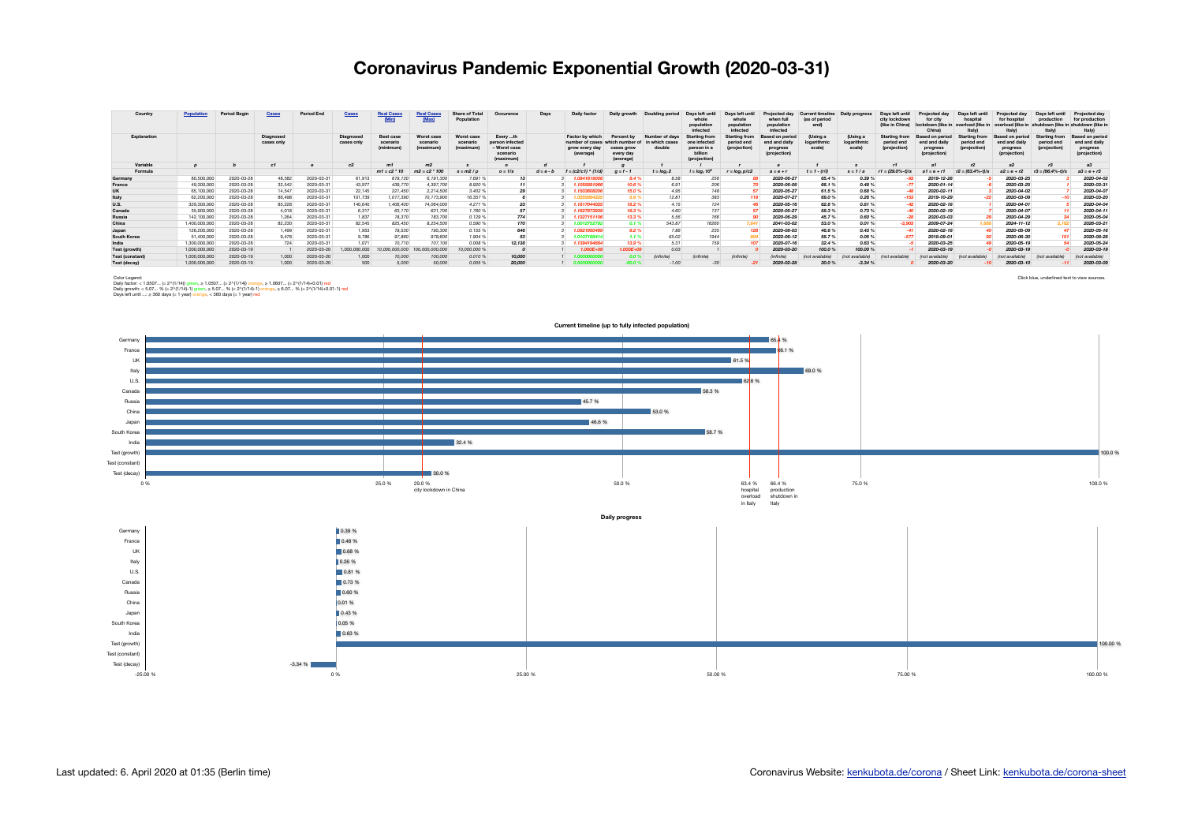# Coronavirus Pandemic Exponential Growth (2020-03-31)

| Country | Population | Period Begin | Cases | Period End | Cases | Real Cases (Min) | Real Cases (Max) | Share of Total Population | Occurence | Days | Daily factor | Daily growth | Doubling period | Days left until whole population infected | Days left until whole population infected | Projected day when full population infected | Current timeline (as of period end) | Daily progress | Days left until city lockdown (like in China) | Projected day for city lockdown (like in China) | Days left until hospital overload (like in Italy) | Projected day for hospital overload (like in Italy) | Days left until production shutdown (like in Italy) | Projected day for production shutdown (like in Italy) |
|---|---|---|---|---|---|---|---|---|---|---|---|---|---|---|---|---|---|---|---|---|---|---|---|---|
| Explanation | | | Diagnosed cases only | | Diagnosed cases only | Best case scenario (minimum) | Worst case scenario (maximum) | Worst case scenario (maximum) | Every ...th person infected – Worst case scenario (maximum) | | Factor by which number of cases grow every day (average) | Percent by which number of cases grow every day (average) | Number of days in which cases double | Starting from one infected person in a billion (projection) | Starting from period end (projection) | Based on period end and daily progress (projection) | (Using a logarithmic scale) | (Using a logarithmic scale) | Starting from period end (projection) | Based on period end and daily progress (projection) | Starting from period end (projection) | Based on period end and daily progress (projection) | Starting from period end (projection) | Based on period end and daily progress (projection) |
| Variable | p | b | c1 | e | c2 | m1 | m2 | s | o | d | f | g | t | l | r | a | t | x | r1 | a1 | r2 | a2 | r3 | a3 |
| Formula | | | | | | m1 = c2 * 10 | m2 = c2 * 100 | s = m2 / p | o = 1/s | d = e - b | f = (c2/c1) ^ (1/d) | g = f - 1 | t = log_f 2 | l = log_f 10⁹ | r = log_f p/c2 | a = e + r | t = 1 - (r/l) | s = 1 / a | r1 = (29.0%-t)/s | a1 = e + r1 | r2 = (63.4%-t)/s | a2 = e + r2 | r3 = (66.4%-t)/s | a3 = e + r3 |
| Germany | 80,500,000 | 2020-03-28 | 48,582 | 2020-03-31 | 61,913 | 619,130 | 6,191,300 | 7.691 % | 13 | 3 | 1.0841619006 | 8.4 % | 8.58 | 256 | 89 | 2020-06-27 | 65.4 % | 0.39 % | -93 | 2019-12-28 | -5 | 2020-03-25 | 3 | 2020-04-02 |
| France | 49,300,000 | 2020-03-28 | 32,542 | 2020-03-31 | 43,977 | 439,770 | 4,397,700 | 8.920 % | 11 | 3 | 1.1055891966 | 10.6 % | 6.91 | 206 | 70 | 2020-06-08 | 66.1 % | 0.48 % | -77 | 2020-01-14 | -6 | 2020-03-25 | 1 | 2020-03-31 |
| UK | 65,100,000 | 2020-03-28 | 14,547 | 2020-03-31 | 22,145 | 221,450 | 2,214,500 | 3.402 % | 29 | 3 | 1.1502608206 | 15.0 % | 4.95 | 148 | 57 | 2020-05-27 | 61.5 % | 0.68 % | -48 | 2020-02-11 | 3 | 2020-04-02 | 7 | 2020-04-07 |
| Italy | 62,200,000 | 2020-03-28 | 86,498 | 2020-03-31 | 101,739 | 1,017,390 | 10,173,900 | 16.357 % | 6 | 3 | 1.0555864325 | 5.6 % | 12.81 | 383 | 119 | 2020-07-27 | 69.0 % | 0.26 % | -153 | 2019-10-29 | -22 | 2020-03-09 | -10 | 2020-03-20 |
| U.S. | 329,300,000 | 2020-03-28 | 85,228 | 2020-03-31 | 140,640 | 1,406,400 | 14,064,000 | 4.271 % | 23 | 3 | 1.1817044025 | 18.2 % | 4.15 | 124 | 46 | 2020-05-16 | 62.6 % | 0.81 % | -42 | 2020-02-18 | 1 | 2020-04-01 | 5 | 2020-04-04 |
| Canada | 35,900,000 | 2020-03-28 | 4,018 | 2020-03-31 | 6,317 | 63,170 | 631,700 | 1.760 % | 57 | 3 | 1.1627873929 | 16.3 % | 4.60 | 137 | 57 | 2020-05-27 | 58.3 % | 0.73 % | -40 | 2020-02-19 | 7 | 2020-04-07 | 11 | 2020-04-11 |
| Russia | 142,100,000 | 2020-03-28 | 1,264 | 2020-03-31 | 1,837 | 18,370 | 183,700 | 0.129 % | 774 | 3 | 1.1327161106 | 13.3 % | 5.56 | 166 | 90 | 2020-06-29 | 45.7 % | 0.60 % | -28 | 2020-03-03 | 29 | 2020-04-29 | 34 | 2020-05-04 |
| China | 1,400,000,000 | 2020-03-28 | 82,230 | 2020-03-31 | 82,545 | 825,450 | 8,254,500 | 0.590 % | 170 | 3 | 1.0012752792 | 0.1 % | 543.87 | 16260 | 7,641 | 2041-03-02 | 53.0 % | 0.01 % | -3,903 | 2009-07-24 | 1,659 | 2024-11-12 | 2,152 | 2026-03-21 |
| Japan | 126,200,000 | 2020-03-28 | 1,499 | 2020-03-31 | 1,953 | 19,530 | 195,300 | 0.155 % | 646 | 3 | 1.0921950489 | 9.2 % | 7.86 | 235 | 126 | 2020-08-03 | 46.6 % | 0.43 % | -41 | 2020-02-18 | 40 | 2020-05-09 | 47 | 2020-05-16 |
| South Korea | 51,400,000 | 2020-03-28 | 9,478 | 2020-03-31 | 9,786 | 97,860 | 978,600 | 1.904 % | 53 | 3 | 1.0107168414 | 1.1 % | 65.02 | 1944 | 804 | 2022-06-12 | 58.7 % | 0.05 % | -577 | 2018-09-01 | 92 | 2020-06-30 | 151 | 2020-08-28 |
| India | 1,300,000,000 | 2020-03-28 | 724 | 2020-03-31 | 1,071 | 10,710 | 107,100 | 0.008 % | 12,138 | 3 | 1.1394494864 | 13.9 % | 5.31 | 159 | 107 | 2020-07-16 | 32.4 % | 0.63 % | -5 | 2020-03-25 | 49 | 2020-05-19 | 54 | 2020-05-24 |
| Test (growth) | 1,000,000,000 | 2020-03-19 | 1 | 2020-03-20 | 1,000,000,000 | 10,000,000,000 | 100,000,000,000 | 10,000.000 % | 0 | 1 | 1.000E+09 | 1.000E+09 | 0.03 | 1 | 0 | 2020-03-20 | 100.0 % | 100.00 % | -1 | 2020-03-19 | -0 | 2020-03-19 | -0 | 2020-03-19 |
| Test (constant) | 1,000,000,000 | 2020-03-19 | 1,000 | 2020-03-20 | 1,000 | 10,000 | 100,000 | 0.010 % | 10,000 | 1 | 1.0000000000 | 0.0 % | (infinite) | (infinite) | (infinite) | (infinite) | (not available) | (not available) | (not available) | (not available) | (not available) | (not available) | (not available) | (not available) |
| Test (decay) | 1,000,000,000 | 2020-03-19 | 1,000 | 2020-03-20 | 500 | 5,000 | 50,000 | 0.005 % | 20,000 | 1 | 0.5000000000 | -50.0 % | -1.00 | -30 | -21 | 2020-02-28 | 30.0 % | -3.34 % | 0 | 2020-03-20 | -10 | 2020-03-10 | -11 | 2020-03-09 |

Color Legend:
Daily factor: < 1.0507... (= 2^(1/14)) green, ≥ 1.0507... (= 2^(1/14)) orange, ≥ 1.0607... (= 2^(1/14)+0.01) red
Daily growth: < 5.07... % (= 2^(1/14)-1) green, ≥ 5.07... % (= 2^(1/14)-1) orange, ≥ 6.07... % (= 2^(1/14)+0.01-1) red
Days left until ...: ≥ 360 days (= 1 year) orange, < 360 days (= 1 year) red

Click blue, underlined text to view sources.

Current timeline (up to fully infected population)

Germany 65.4 %
France 66.1 %
UK 61.5 %
Italy 69.0 %
U.S. 62.6 %
Canada 58.3 %
Russia 45.7 %
China 53.0 %
Japan 46.6 %
South Korea 58.7 %
India 32.4 %
Test (growth) 100.0 %
Test (constant)
Test (decay) 30.0 %

0 % 25.0 % 29.0 % city lockdown in China 50.0 % 63.4 % hospital overload in Italy 66.4 % production shutdown in Italy 75.0 % 100.0 %

Daily progress

Germany 0.39 %
France 0.48 %
UK 0.68 %
Italy 0.26 %
U.S. 0.81 %
Canada 0.73 %
Russia 0.60 %
China 0.01 %
Japan 0.43 %
South Korea 0.05 %
India 0.63 %
Test (growth) 100.00 %
Test (constant)
Test (decay) -3.34 %

-25.00 % 0 % 25.00 % 50.00 % 75.00 % 100.00 %

Last updated: 6. April 2020 at 01:35 (Berlin time)

Coronavirus Website: kenkubota.de/corona / Sheet Link: kenkubota.de/corona-sheet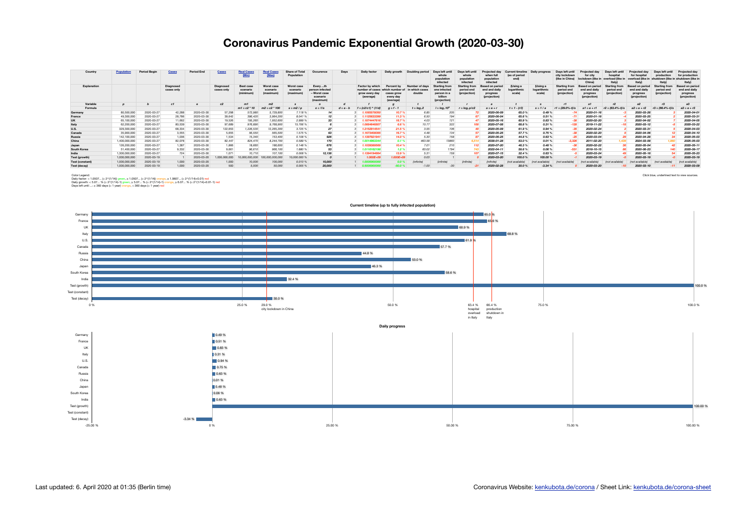# Coronavirus Pandemic Exponential Growth (2020-03-30)

| Country | Population | Period Begin | Cases | Period End | Cases | Real Cases (Min) | Real Cases (Max) | Share of Total Population | Occurence | Days | Daily factor | Daily growth | Doubling period | Days left until whole population infected | Days left until whole population infected | Projected day when full population infected | Current timeline (as of period end) | Daily progress | Days left until city lockdown (like in China) | Projected day for city lockdown (like in China) | Days left until hospital overload (like in Italy) | Projected day for hospital overload (like in Italy) | Days left until production shutdown (like in Italy) | Projected day for production shutdown (like in Italy) |
|---|---|---|---|---|---|---|---|---|---|---|---|---|---|---|---|---|---|---|---|---|---|---|---|---|
| Explanation | | | Diagnosed cases only | | Diagnosed cases only | Best case scenario (minimum) | Worst case scenario (maximum) | Worst case scenario (maximum) | Every ...th person infected – Worst case scenario (maximum) | | Factor by which number of cases grow every day (average) | Percent by which number of cases grow every day (average) | Number of days in which cases double | Starting from one infected person in a billion (projection) | Starting from period end (projection) | Based on period end and daily progress (projection) | (Using a logarithmic scale) | (Using a logarithmic scale) | Starting from period end (projection) | Based on period end and daily progress (projection) | Starting from period end (projection) | Based on period end and daily progress (projection) | Starting from period end (projection) | Based on period end and daily progress (projection) |
| Variable | p | b | c1 | e | c2 | m1 | m2 | s | o | d | f | g | t | l | r | a | t | x | r1 | a1 | r2 | a2 | r3 | a3 |
| Formula | | | | | | m1 = c2 * 10 | m2 = c2 * 100 | s = m2 / p | o = 1/s | d = e - b | f = (c2/c1) ^ (1/d) | g = f - 1 | t = log_f 2 | l = log_f 10^9 | r = log_f p/c2 | a = e + r | t = 1 - (r/l) | x = 1 / a | r1 = (29.0%-t)/x | a1 = e + r1 | r2 = (63.4%-t)/x | a2 = e + r2 | r3 = (66.4%-t)/x | a3 = e + r3 |
| Germany | 80,500,000 | 2020-03-27 | 42,288 | 2020-03-30 | 57,298 | 572,980 | 5,729,800 | 7.118 % | 14 | 3 | 1.1065578050 | 10.7 % | 6.85 | 205 | 72 | 2020-06-09 | 65.0 % | 0.49 % | -74 | 2020-01-16 | -3 | 2020-03-26 | 3 | 2020-04-01 |
| France | 49,300,000 | 2020-03-27 | 28,786 | 2020-03-30 | 39,642 | 396,420 | 3,964,200 | 8.041 % | 12 | 3 | 1.1125633399 | 11.3 % | 6.50 | 194 | 67 | 2020-06-04 | 65.6 % | 0.51 % | -71 | 2020-01-18 | -4 | 2020-03-25 | 2 | 2020-03-31 |
| UK | 65,100,000 | 2020-03-27 | 11,662 | 2020-03-30 | 19,526 | 195,260 | 1,952,600 | 2.999 % | 33 | 3 | 1.1874447616 | 18.7 % | 4.03 | 121 | 47 | 2020-05-16 | 60.9 % | 0.83 % | -38 | 2020-02-20 | 3 | 2020-04-02 | 7 | 2020-04-05 |
| Italy | 62,200,000 | 2020-03-27 | 80,539 | 2020-03-30 | 97,689 | 976,890 | 9,768,900 | 15.706 % | 6 | 3 | 1.0665464507 | 6.6 % | 10.77 | 322 | 100 | 2020-07-08 | 68.8 % | 0.31 % | -128 | 2019-11-22 | -18 | 2020-03-12 | -8 | 2020-03-22 |
| U.S. | 329,300,000 | 2020-03-27 | 68,334 | 2020-03-30 | 122,653 | 1,226,530 | 12,265,300 | 3.725 % | 27 | 3 | 1.2152914541 | 21.5 % | 3.55 | 106 | 40 | 2020-05-09 | 61.9 % | 0.94 % | -35 | 2020-02-24 | 2 | 2020-03-31 | 5 | 2020-04-03 |
| Canada | 35,900,000 | 2020-03-27 | 3,555 | 2020-03-30 | 5,655 | 56,550 | 565,500 | 1.575 % | 63 | 3 | 1.1673408088 | 16.7 % | 4.48 | 134 | 57 | 2020-05-25 | 57.7 % | 0.75 % | -38 | 2020-02-20 | 8 | 2020-04-06 | 12 | 2020-04-10 |
| Russia | 142,100,000 | 2020-03-27 | 1,036 | 2020-03-30 | 1,534 | 15,340 | 153,400 | 0.108 % | 926 | 3 | 1.1397821941 | 14.0 % | 5.30 | 158 | 87 | 2020-06-25 | 44.8 % | 0.63 % | -25 | 2020-03-04 | 29 | 2020-04-28 | 34 | 2020-05-03 |
| China | 1,400,000,000 | 2020-03-27 | 82,078 | 2020-03-30 | 82,447 | 824,470 | 8,244,700 | 0.589 % | 170 | 3 | 1.0014962244 | 0.1 % | 463.58 | 13860 | 6,514 | 2038-01-28 | 53.0 % | 0.01 % | -3,326 | 2011-02-20 | 1,439 | 2024-03-08 | 1,660 | 2025-05-03 |
| Japan | 126,200,000 | 2020-03-27 | 1,387 | 2020-03-30 | 1,866 | 18,660 | 186,600 | 0.148 % | 676 | 3 | 1.1039089569 | 10.4 % | 7.01 | 210 | 112 | 2020-07-20 | 46.3 % | 0.48 % | -36 | 2020-02-22 | 36 | 2020-05-04 | 42 | 2020-05-11 |
| South Korea | 51,400,000 | 2020-03-27 | 9,332 | 2020-03-30 | 9,661 | 96,610 | 966,100 | 1.880 % | 53 | 3 | 1.0116162166 | 1.2 % | 60.02 | 1794 | 743 | 2022-04-11 | 58.6 % | 0.06 % | -531 | 2018-10-15 | 86 | 2020-06-23 | 140 | 2020-08-17 |
| India | 1,300,000,000 | 2020-03-27 | 724 | 2020-03-30 | 1,071 | 10,710 | 107,100 | 0.008 % | 12,138 | 3 | 1.1394194564 | 13.9 % | 5.31 | 159 | 107 | 2020-07-15 | 32.4 % | 0.63 % | -5 | 2020-03-24 | 49 | 2020-05-18 | 54 | 2020-05-23 |
| Test (growth) | 1,000,000,000 | 2020-03-19 | 1 | 2020-03-20 | 1,000,000,000 | 10,000,000,000 | 100,000,000,000 | 10,000.000 % | 0 | 1 | 1.000E+09 | 1.000E+09 | 0.03 | 1 | 0 | 2020-03-20 | 100.0 % | 100.00 % | -1 | 2020-03-19 | -0 | 2020-03-19 | -0 | 2020-03-19 |
| Test (constant) | 1,000,000,000 | 2020-03-19 | 1,000 | 2020-03-20 | 1,000 | 10,000 | 100,000 | 0.010 % | 10,000 | 1 | 1.0000000000 | 0.0 % | (infinite) | (infinite) | (infinite) | (infinite) | (not available) | (not available) | (not available) | (not available) | (not available) | (not available) | (not available) | (not available) |
| Test (decay) | 1,000,000,000 | 2020-03-19 | 1,000 | 2020-03-20 | 500 | 5,000 | 50,000 | 0.005 % | 20,000 | 1 | 0.5000000000 | -50.0 % | -1.00 | -30 | -21 | 2020-02-28 | 30.0 % | -3.34 % | 0 | 2020-03-20 | -10 | 2020-03-10 | -11 | 2020-03-09 |

Color Legend:
Daily factor: < 1.0507... (= 2^(1/14)) green, ≥ 1.0507... (= 2^(1/14)) orange, ≥ 1.0607... (= 2^(1/14)+0.01) red
Daily growth: < 5.07... % (= 2^(1/14)-1) green, ≥ 5.07... % (= 2^(1/14)-1) orange, ≥ 6.07... % (= 2^(1/14)+0.01-1) red
Days left until ... ≥ 360 days (= 1 year) orange, < 360 days (= 1 year) red

Click blue, underlined text to view sources.

**Current timeline (up to fully infected population)**

Germany 65.0 %
France 65.6 %
UK 60.9 %
Italy 68.8 %
U.S. 61.9 %
Canada 57.7 %
Russia 44.8 %
China 53.0 %
Japan 46.3 %
South Korea 58.6 %
India 32.4 %
Test (growth) 100.0 %
Test (constant)
Test (decay) 30.0 %

0 % | 25.0 % | 29.0 % city lockdown in China | 50.0 % | 63.4 % hospital overload in Italy | 66.4 % production shutdown in Italy | 75.0 % | 100.0 %

**Daily progress**

Germany 0.49 %
France 0.51 %
UK 0.83 %
Italy 0.31 %
U.S. 0.94 %
Canada 0.75 %
Russia 0.63 %
China 0.01 %
Japan 0.48 %
South Korea 0.06 %
India 0.63 %
Test (growth) 100.00 %
Test (constant)
Test (decay) -3.34 %

-25.00 % | 0 % | 25.00 % | 50.00 % | 75.00 % | 100.00 %

Last updated: 6. April 2020 at 01:35 (Berlin time)

Coronavirus Website: kenkubota.de/corona / Sheet Link: kenkubota.de/corona-sheet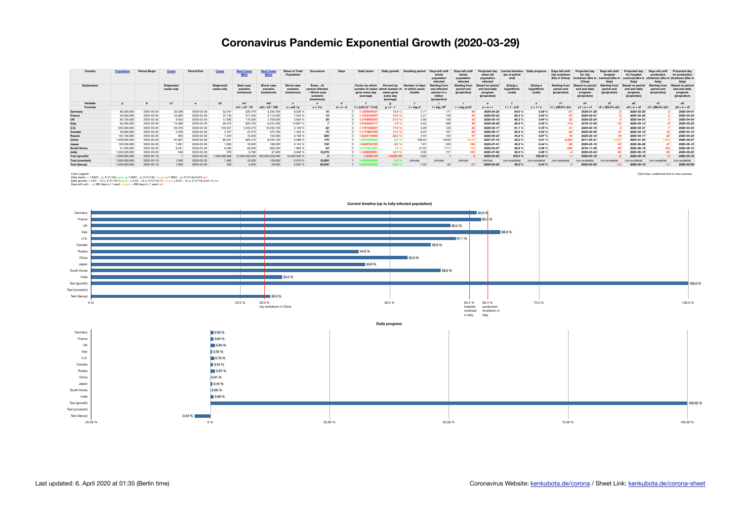# Coronavirus Pandemic Exponential Growth (2020-03-29)

| Country | Population | Period Begin | Cases | Period End | Cases | Real Cases (Min) | Real Cases (Max) | Share of Total Population | Occurence | Days | Daily factor | Daily growth | Doubling period | Days left until whole population infected | Days left until whole population infected | Projected day when full population infected | Current timeline (as of period end) | Daily progress | Days left until city lockdown (like in China) | Projected day for city lockdown (like in China) | Days left until hospital overload (like in Italy) | Projected day for hospital overload (like in Italy) | Days left until production shutdown (like in Italy) | Projected day for production shutdown (like in Italy) |
|---|---|---|---|---|---|---|---|---|---|---|---|---|---|---|---|---|---|---|---|---|---|---|---|---|
| Explanation | | | Diagnosed cases only | | Diagnosed cases only | Best case scenario (minimum) | Worst case scenario (maximum) | Worst case scenario (maximum) | Every ...th person infected – Worst case scenario (maximum) | | Factor by which number of cases grow every day (average) | Percent by which number of cases grow every day (average) | Number of days in which cases double | Starting from one infected person in a billion (projection) | Starting from period end (projection) | Based on period end and daily progress (projection) | (Using a logarithmic scale) | (Using a logarithmic scale) | Starting from period end (projection) | Based on period end and daily progress (projection) | Starting from period end (projection) | Based on period end and daily progress (projection) | Starting from period end (projection) | Based on period end and daily progress (projection) |
| Variable | p | b | c1 | e | c2 | m1 | m2 | s | o | d | f | g | t | l | r | a | t | s | r1 | a1 | r2 | a2 | r3 | a3 |
| Formula | | | | | | m1 = c2 * 10 | m2 = c2 * 100 | s = m2 / p | o = 1/s | d = e - b | f = (c2/c1) ^ (1/d) | g = f - 1 | t = log_f 2 | l = log_f 10⁹ | r = log_f p/c2 | a = e + r | t = 1 - (r/l) | s = 1 / a | r1 = (29.0%-t)/s | a1 = e + r1 | r2 = (63.4%-t)/s | a2 = e + r2 | r3 = (66.4%-t)/s | a3 = e + r3 |
| Germany | 80,500,000 | 2020-03-26 | 36,508 | 2020-03-29 | 52,547 | 525,470 | 5,254,700 | 6.528 % | 15 | 3 | 1.1290676431 | 12.9 % | 5.71 | 171 | 60 | 2020-05-28 | 64.6 % | 0.59 % | -61 | 2020-01-28 | -2 | 2020-03-26 | 3 | 2020-04-01 |
| France | 49,300,000 | 2020-03-26 | 24,920 | 2020-03-29 | 37,145 | 371,450 | 3,714,500 | 7.534 % | 13 | 3 | 1.1423903407 | 14.2 % | 5.21 | 156 | 54 | 2020-05-22 | 65.3 % | 0.64 % | -57 | 2020-02-01 | -3 | 2020-03-26 | 2 | 2020-03-30 |
| UK | 65,100,000 | 2020-03-26 | 9,533 | 2020-03-29 | 17,093 | 170,930 | 1,709,300 | 2.626 % | 38 | 3 | 1.2146693253 | 21.5 % | 3.56 | 106 | 42 | 2020-05-10 | 60.2 % | 0.94 % | -33 | 2020-02-24 | 3 | 2020-04-01 | 7 | 2020-04-04 |
| Italy | 62,200,000 | 2020-03-26 | 74,386 | 2020-03-29 | 92,472 | 924,720 | 9,247,200 | 14.867 % | 7 | 3 | 1.0752423177 | 7.5 % | 9.55 | 286 | 90 | 2020-06-26 | 68.6 % | 0.35 % | -113 | 2019-12-06 | -15 | 2020-03-14 | -6 | 2020-03-22 |
| U.S. | 329,300,000 | 2020-03-26 | 63,570 | 2020-03-29 | 103,321 | 1,033,210 | 10,332,100 | 3.138 % | 32 | 3 | 1.1757422637 | 17.6 % | 4.28 | 128 | 50 | 2020-05-17 | 61.1 % | 0.78 % | -41 | 2020-02-16 | 3 | 2020-03-31 | 7 | 2020-04-04 |
| Canada | 35,900,000 | 2020-03-26 | 3,409 | 2020-03-29 | 4,757 | 47,570 | 475,700 | 1.325 % | 75 | 3 | 1.1174687409 | 11.7 % | 6.24 | 187 | 80 | 2020-06-17 | 56.9 % | 0.54 % | -52 | 2020-02-05 | 12 | 2020-04-10 | 18 | 2020-04-15 |
| Russia | 142,100,000 | 2020-03-26 | 840 | 2020-03-29 | 1,534 | 15,340 | 153,400 | 0.108 % | 926 | 3 | 1.2223118566 | 22.2 % | 3.45 | 103 | 57 | 2020-05-24 | 44.8 % | 0.97 % | -16 | 2020-03-12 | 19 | 2020-04-17 | 22 | 2020-04-20 |
| China | 1,400,000,000 | 2020-03-26 | 81,961 | 2020-03-29 | 82,341 | 823,410 | 8,234,100 | 0.588 % | 170 | 3 | 1.0015430182 | 0.2 % | 449.55 | 13440 | 6,318 | 2037-07-15 | 53.0 % | 0.01 % | -3,224 | 2011-05-31 | 1,396 | 2024-01-24 | 1,803 | 2025-03-07 |
| Japan | 126,200,000 | 2020-03-26 | 1,291 | 2020-03-29 | 1,693 | 16,930 | 169,300 | 0.134 % | 745 | 3 | 1.0945700705 | 9.5 % | 7.67 | 229 | 124 | 2020-07-31 | 45.9 % | 0.44 % | -39 | 2020-02-19 | 40 | 2020-05-08 | 47 | 2020-05-15 |
| South Korea | 51,400,000 | 2020-03-26 | 9,241 | 2020-03-29 | 9,583 | 95,830 | 958,300 | 1.864 % | 54 | 3 | 1.0121871961 | 1.2 % | 57.22 | 1711 | 709 | 2022-03-07 | 58.6 % | 0.06 % | -506 | 2018-11-09 | 83 | 2020-06-19 | 134 | 2020-08-10 |
| India | 1,300,000,000 | 2020-03-26 | 649 | 2020-03-29 | 979 | 9,790 | 97,900 | 0.008 % | 13,279 | 3 | 1.1469059861 | 14.7 % | 5.06 | 151 | 103 | 2020-07-09 | 32.0 % | 0.66 % | -4 | 2020-03-24 | 48 | 2020-05-15 | 52 | 2020-05-20 |
| Test (growth) | 1,000,000,000 | 2020-03-19 | 1 | 2020-03-20 | 1,000,000,000 | 10,000,000,000 | 100,000,000,000 | 10,000.000 % | 0 | 1 | 1.000E+09 | 1.000E+09 | 0.03 | 1 | 0 | 2020-03-20 | 100.0 % | 100.00 % | -1 | 2020-03-19 | -0 | 2020-03-19 | -0 | 2020-03-19 |
| Test (constant) | 1,000,000,000 | 2020-03-19 | 1,000 | 2020-03-20 | 1,000 | 10,000 | 100,000 | 0.010 % | 10,000 | 1 | 1.0000000000 | 0.0 % | (infinite) | (infinite) | (infinite) | (infinite) | (not available) | (not available) | (not available) | (not available) | (not available) | (not available) | (not available) | (not available) |
| Test (decay) | 1,000,000,000 | 2020-03-19 | 1,000 | 2020-03-20 | 500 | 5,000 | 50,000 | 0.005 % | 20,000 | 1 | 0.5000000000 | -50.0 % | -1.00 | -30 | -21 | 2020-02-28 | 30.0 % | -3.34 % | 0 | 2020-03-20 | -10 | 2020-03-10 | -11 | 2020-03-09 |

Color Legend:
Daily factor: < 1.0507... (= 2^(1/14)) green, ≥ 1.0507... (= 2^(1/14)) orange, ≥ 1.0607... (= 2^(1/14)+0.01) red
Daily growth: < 5.07... % (= 2^(1/14)-1) green, ≥ 5.07... % (= 2^(1/14)-1) orange, ≥ 6.07... % (= 2^(1/14)+0.01-1) red
Days left until ...: ≥ 360 days (= 1 year) orange, < 360 days (= 1 year) red

Click blue, underlined text to view sources.

Current timeline (up to fully infected population)

Germany 64.6 %
France 65.3 %
UK 60.2 %
Italy 68.6 %
U.S. 61.1 %
Canada 56.9 %
Russia 44.8 %
China 53.0 %
Japan 45.9 %
South Korea 58.6 %
India 32.0 %
Test (growth) 100.0 %
Test (constant)
Test (decay) 30.0 %

0 % 25.0 % 29.0 % city lockdown in China 50.0 % 63.4 % hospital overload in Italy 66.4 % production shutdown in Italy 75.0 % 100.0 %

Daily progress

Germany 0.59 %
France 0.64 %
UK 0.94 %
Italy 0.35 %
U.S. 0.78 %
Canada 0.54 %
Russia 0.97 %
China 0.01 %
Japan 0.44 %
South Korea 0.06 %
India 0.66 %
Test (growth) 100.00 %
Test (constant)
Test (decay) -3.34 %

-25.00 % 0 % 25.00 % 50.00 % 75.00 % 100.00 %

Last updated: 6. April 2020 at 01:35 (Berlin time)

Coronavirus Website: kenkubota.de/corona / Sheet Link: kenkubota.de/corona-sheet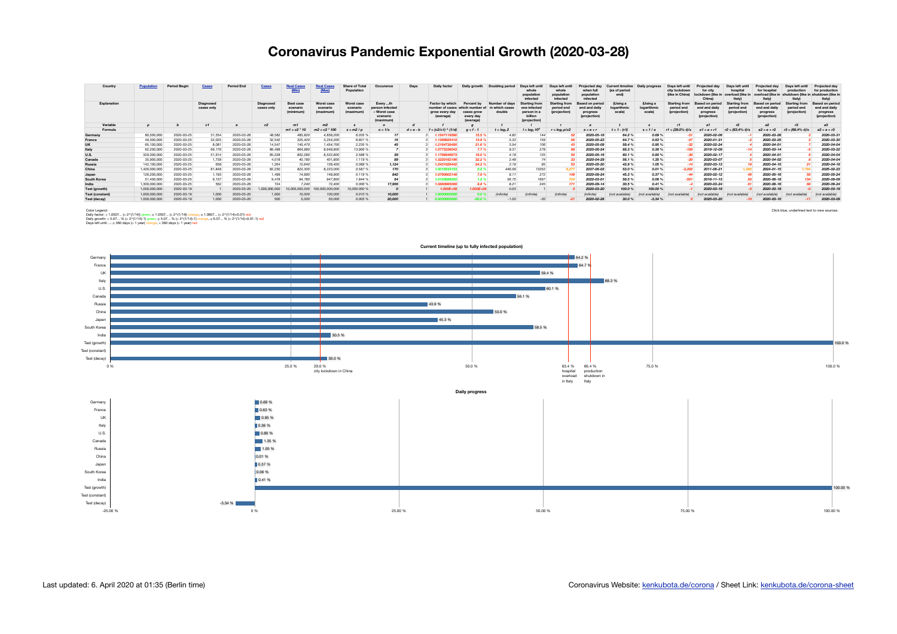# Coronavirus Pandemic Exponential Growth (2020-03-28)

| Country | Population | Period Begin | Cases | Period End | Cases | Real Cases (Min) | Real Cases (Max) | Share of Total Population | Occurence | Days | Daily factor | Daily growth | Doubling period | Days left until whole population infected | Days left until whole population infected | Projected day when full population infected | Current timeline (as of period end) | Daily progress | Days left until city lockdown (like in China) | Projected day for city lockdown (like in China) | Days left until hospital overload (like in Italy) | Projected day for hospital overload (like in Italy) | Days left until production shutdown (like in Italy) | Projected day for production shutdown (like in Italy) |
|---|---|---|---|---|---|---|---|---|---|---|---|---|---|---|---|---|---|---|---|---|---|---|---|---|
| Explanation | | | Diagnosed cases only | | Diagnosed cases only | Best case scenario (minimum) | Worst case scenario (maximum) | Worst case scenario (maximum) | Every ...th person infected – Worst case scenario (maximum) | | Factor by which number of cases grow every day (average) | Percent by which number of cases grow every day (average) | Number of days in which cases double | Starting from one infected person in a billion (projection) | Starting from period end (projection) | Based on period end and daily progress (projection) | (Using a logarithmic scale) | (Using a logarithmic scale) | Starting from period end (projection) | Based on period end and daily progress (projection) | Starting from period end (projection) | Based on period end and daily progress (projection) | Starting from period end (projection) | Based on period end and daily progress (projection) |
| Variable | p | b | c1 | e | c2 | m1 | m2 | s | o | d | f | g | t | l | r | a | t | x | r1 | a1 | r2 | a2 | r3 | a3 |
| Formula | | | | | | m1 = c2 * 10 | m2 = c2 * 100 | s = m2 / p | o = 1/s | d = e - b | f = (c2/c1) ^ (1/d) | g = f - 1 | t = log_f 2 | l = log_f 10^9 | r = log_f p/c2 | a = e + r | t = 1 - (r/l) | x = 1 / a | r1 = (29.0%-t)/x | a1 = e + r1 | r2 = (63.4%-t)/x | a2 = e + r2 | r3 = (66.4%-t)/x | a3 = e + r3 |
| Germany | 80,500,000 | 2020-03-25 | 31,554 | 2020-03-28 | 48,582 | 485,820 | 4,858,200 | 6.035 % | 17 | 3 | 1.1547115390 | 15.5 % | 4.82 | 144 | 52 | 2020-05-18 | 64.2 % | 0.69 % | -51 | 2020-02-06 | -1 | 2020-03-26 | 3 | 2020-03-31 |
| France | 49,300,000 | 2020-03-25 | 22,025 | 2020-03-28 | 32,542 | 325,420 | 3,254,200 | 6.601 % | 15 | 3 | 1.1389625418 | 13.9 % | 5.33 | 159 | 56 | 2020-05-23 | 64.7 % | 0.63 % | -57 | 2020-01-31 | -2 | 2020-03-25 | 3 | 2020-03-30 |
| UK | 65,100,000 | 2020-03-25 | 8,081 | 2020-03-28 | 14,547 | 145,470 | 1,454,700 | 2.235 % | 45 | 3 | 1.2164738498 | 21.6 % | 3.54 | 106 | 43 | 2020-05-09 | 59.4 % | 0.95 % | -32 | 2020-02-24 | 4 | 2020-04-01 | 7 | 2020-04-04 |
| Italy | 62,200,000 | 2020-03-25 | 69,176 | 2020-03-28 | 86,498 | 864,980 | 8,649,800 | 13.906 % | 7 | 3 | 1.0772336040 | 7.7 % | 9.31 | 278 | 88 | 2020-06-24 | 68.3 % | 0.36 % | -109 | 2019-12-09 | -14 | 2020-03-14 | -5 | 2020-03-22 |
| U.S. | 329,300,000 | 2020-03-25 | 51,914 | 2020-03-28 | 85,228 | 852,280 | 8,522,800 | 2.588 % | 39 | 3 | 1.1796946573 | 18.0 % | 4.19 | 125 | 50 | 2020-05-16 | 60.1 % | 0.80 % | -39 | 2020-02-17 | 4 | 2020-04-01 | 8 | 2020-04-04 |
| Canada | 35,900,000 | 2020-03-25 | 1,739 | 2020-03-28 | 4,018 | 40,180 | 401,800 | 1.119 % | 89 | 3 | 1.3220462196 | 32.2 % | 2.48 | 74 | 33 | 2020-04-29 | 56.1 % | 1.35 % | -20 | 2020-03-07 | 5 | 2020-04-02 | 8 | 2020-04-04 |
| Russia | 142,100,000 | 2020-03-25 | 658 | 2020-03-28 | 1,264 | 12,640 | 126,400 | 0.089 % | 1,124 | 3 | 1.2431028442 | 24.3 % | 3.19 | 95 | 53 | 2020-05-20 | 43.9 % | 1.05 % | -14 | 2020-03-13 | 19 | 2020-04-15 | 21 | 2020-04-18 |
| China | 1,400,000,000 | 2020-03-25 | 81,848 | 2020-03-28 | 82,230 | 822,300 | 8,223,000 | 0.587 % | 170 | 3 | 1.0015532163 | 0.2 % | 446.58 | 13352 | 6,277 | 2037-06-03 | 53.0 % | 0.01 % | -3,202 | 2011-06-21 | 1,356 | 2024-01-15 | 1,754 | 2025-02-23 |
| Japan | 126,200,000 | 2020-03-25 | 1,193 | 2020-03-28 | 1,499 | 14,990 | 149,900 | 0.119 % | 842 | 3 | 1.0790802146 | 7.9 % | 9.11 | 272 | 149 | 2020-08-24 | 45.3 % | 0.37 % | -44 | 2020-02-12 | 49 | 2020-05-16 | 58 | 2020-05-24 |
| South Korea | 51,400,000 | 2020-03-25 | 9,137 | 2020-03-28 | 9,478 | 94,780 | 947,800 | 1.844 % | 54 | 3 | 1.0122898322 | 1.2 % | 56.75 | 1697 | 704 | 2022-03-01 | 58.5 % | 0.06 % | -501 | 2018-11-13 | 83 | 2020-06-18 | 134 | 2020-08-09 |
| India | 1,300,000,000 | 2020-03-25 | 562 | 2020-03-28 | 724 | 7,240 | 72,400 | 0.006 % | 17,956 | 3 | 1.0880965089 | 8.8 % | 8.21 | 245 | 171 | 2020-09-14 | 30.5 % | 0.41 % | -4 | 2020-03-24 | 81 | 2020-06-16 | 88 | 2020-06-24 |
| Test (growth) | 1,000,000,000 | 2020-03-19 | 1 | 2020-03-20 | 1,000,000,000 | 10,000,000,000 | 100,000,000,000 | 10,000.000 % | 0 | 1 | 1.000E+09 | 1.000E+09 | 0.03 | 1 | 0 | 2020-03-20 | 100.0 % | 100.00 % | -1 | 2020-03-19 | -0 | 2020-03-19 | -0 | 2020-03-19 |
| Test (constant) | 1,000,000,000 | 2020-03-19 | 1,000 | 2020-03-20 | 1,000 | 10,000 | 100,000 | 0.010 % | 10,000 | 1 | 1.0000000000 | 0.0 % | (infinite) | (infinite) | (infinite) | (infinite) | (not available) | (not available) | (not available) | (not available) | (not available) | (not available) | (not available) | (not available) |
| Test (decay) | 1,000,000,000 | 2020-03-19 | 1,000 | 2020-03-20 | 500 | 5,000 | 50,000 | 0.005 % | 20,000 | 1 | 0.5000000000 | -50.0 % | -1.00 | -30 | -21 | 2020-02-28 | 30.0 % | -3.34 % | 0 | 2020-03-20 | -10 | 2020-03-10 | -11 | 2020-03-09 |

Color Legend:
Daily factor: < 1.0507... (= 2^(1/14)) green, ≥ 1.0507... (= 2^(1/14)) orange, ≥ 1.0607... (= 2^(1/14)+0.01) red
Daily growth: < 5.07... % (= 2^(1/14)-1) green, ≥ 5.07... % (= 2^(1/14)-1) orange, ≥ 6.07... % (= 2^(1/14)+0.01-1) red
Days left until ...: ≥ 360 days (≈ 1 year) orange, < 360 days (≈ 1 year) red

Click blue, underlined text to view sources.

**Current timeline (up to fully infected population)**

Germany 64.2 %
France 64.7 %
UK 59.4 %
Italy 68.3 %
U.S. 60.1 %
Canada 56.1 %
Russia 43.9 %
China 53.0 %
Japan 45.3 %
South Korea 58.5 %
India 30.5 %
Test (growth) 100.0 %
Test (constant)
Test (decay) 30.0 %

0 % 25.0 % 29.0 % city lockdown in China 50.0 % 63.4 % hospital overload in Italy 66.4 % production shutdown in Italy 75.0 % 100.0 %

**Daily progress**

Germany 0.69 %
France 0.63 %
UK 0.95 %
Italy 0.36 %
U.S. 0.80 %
Canada 1.35 %
Russia 1.05 %
China 0.01 %
Japan 0.37 %
South Korea 0.06 %
India 0.41 %
Test (growth) 100.00 %
Test (constant)
Test (decay) -3.34 %

-25.00 % 0 % 25.00 % 50.00 % 75.00 % 100.00 %

Last updated: 6. April 2020 at 01:35 (Berlin time)

Coronavirus Website: kenkubota.de/corona / Sheet Link: kenkubota.de/corona-sheet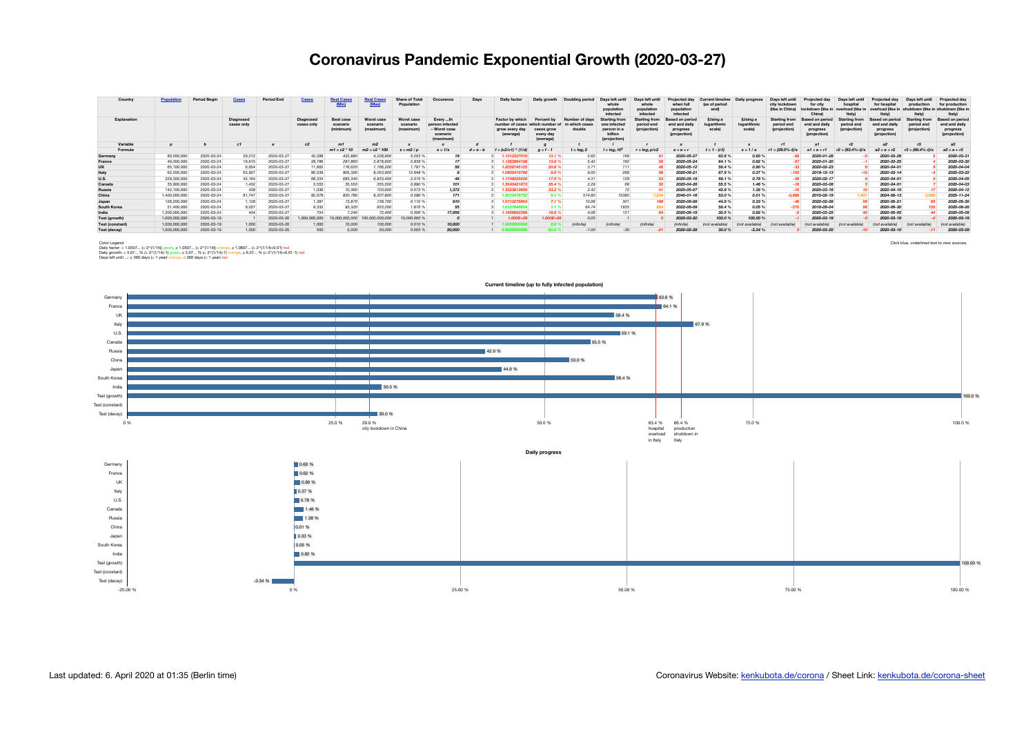# Coronavirus Pandemic Exponential Growth (2020-03-27)

| Country | Population | Period Begin | Cases | Period End | Cases | Real Cases (Min) | Real Cases (Max) | Share of Total Population | Occurence | Days | Daily factor | Daily growth | Doubling period | Days left until whole population infected | Days left until whole population infected | Projected day when full population infected | Current timeline (as of period end) | Daily progress | Days left until city lockdown (like in China) | Projected day for city lockdown (like in China) | Days left until hospital overload (like in Italy) | Projected day for hospital overload (like in Italy) | Days left until production shutdown (like in Italy) | Projected day for production shutdown (like in Italy) |
|---|---|---|---|---|---|---|---|---|---|---|---|---|---|---|---|---|---|---|---|---|---|---|---|---|
| Explanation | | | Diagnosed cases only | | Diagnosed cases only | Best case scenario (minimum) | Worst case scenario (maximum) | Worst case scenario (maximum) | Every ...th person infected – Worst case scenario (maximum) | | Factor by which number of cases grow every day (average) | Percent by which number of cases grow every day (average) | Number of days in which cases double | Starting from one infected person in a billion (projection) | Starting from period end (projection) | Based on period end and daily progress (projection) | (Using a logarithmic scale) | (Using a logarithmic scale) | Starting from period end (projection) | Based on period end and daily progress (projection) | Starting from period end (projection) | Based on period end and daily progress (projection) | Starting from period end (projection) | Based on period end and daily progress (projection) |
| Variable | p | b | c1 | e | c2 | m1 | m2 | s | o | d | f | g | t | l | r | a | t | x | r1 | a1 | r2 | a2 | r3 | a3 |
| Formula | | | | | | m1 = c2 * 10 | m2 = c2 * 100 | s = m2 / p | o = 1/s | d = e - b | f = (c2/c1) ^ (1/d) | g = f - 1 | t = log_f 2 | l = log_f 10^9 | r = log_f p/c2 | a = e + r | t = 1 - (r/l) | x = 1 / a | r1 = (29.0%-t)/x | a1 = e + r1 | r2 = (63.4%-t)/x | a2 = e + r2 | r3 = (66.4%-t)/x | a3 = e + r3 |
| Germany | 80,500,000 | 2020-03-24 | 29,212 | 2020-03-27 | 42,288 | 422,880 | 4,228,800 | 5.253 % | 19 | 3 | 1.1312527018 | 13.1 % | 5.62 | 168 | 61 | 2020-05-27 | 63.6 % | 0.60 % | -58 | 2020-01-28 | -0 | 2020-03-26 | 5 | 2020-03-31 |
| France | 49,300,000 | 2020-03-24 | 19,615 | 2020-03-27 | 28,786 | 287,860 | 2,878,600 | 5.839 % | 17 | 3 | 1.1363994186 | 13.6 % | 5.42 | 162 | 58 | 2020-05-24 | 64.1 % | 0.62 % | -57 | 2020-01-30 | -1 | 2020-03-25 | 4 | 2020-03-30 |
| UK | 65,100,000 | 2020-03-24 | 6,654 | 2020-03-27 | 11,662 | 116,620 | 1,166,200 | 1.791 % | 56 | 3 | 1.2058745125 | 20.6 % | 3.71 | 111 | 46 | 2020-05-12 | 58.4 % | 0.90 % | -33 | 2020-02-23 | 6 | 2020-04-01 | 9 | 2020-04-04 |
| Italy | 62,200,000 | 2020-03-24 | 63,927 | 2020-03-27 | 80,539 | 805,390 | 8,053,900 | 12.948 % | 8 | 3 | 1.0800419796 | 8.0 % | 9.00 | 269 | 86 | 2020-06-21 | 67.9 % | 0.37 % | -105 | 2019-12-13 | -12 | 2020-03-14 | -4 | 2020-03-22 |
| U.S. | 329,300,000 | 2020-03-24 | 42,164 | 2020-03-27 | 68,334 | 683,340 | 6,833,400 | 2.075 % | 48 | 3 | 1.1746225930 | 17.5 % | 4.31 | 129 | 53 | 2020-05-18 | 59.1 % | 0.78 % | -39 | 2020-02-17 | 6 | 2020-04-01 | 9 | 2020-04-05 |
| Canada | 35,900,000 | 2020-03-24 | 1,432 | 2020-03-27 | 3,555 | 35,550 | 355,500 | 0.990 % | 101 | 3 | 1.3540421073 | 35.4 % | 2.29 | 68 | 30 | 2020-04-26 | 55.5 % | 1.46 % | -18 | 2020-03-08 | 5 | 2020-04-01 | 7 | 2020-04-03 |
| Russia | 142,100,000 | 2020-03-24 | 438 | 2020-03-27 | 1,036 | 10,360 | 103,600 | 0.073 % | 1,372 | 3 | 1.3323813590 | 33.2 % | 2.42 | 72 | 41 | 2020-05-07 | 42.9 % | 1.38 % | -10 | 2020-03-16 | 16 | 2020-04-10 | 17 | 2020-04-12 |
| China | 1,400,000,000 | 2020-03-24 | 81,747 | 2020-03-27 | 82,078 | 820,780 | 8,207,800 | 0.586 % | 171 | 3 | 1.0013476752 | 0.1 % | 514.60 | 15385 | 7,234 | 2040-01-16 | 53.0 % | 0.01 % | -3,688 | 2010-02-19 | 1,601 | 2024-08-13 | 2,063 | 2025-11-24 |
| Japan | 126,200,000 | 2020-03-24 | 1,128 | 2020-03-27 | 1,387 | 13,870 | 138,700 | 0.110 % | 910 | 3 | 1.0713279954 | 7.1 % | 10.06 | 301 | 166 | 2020-09-08 | 44.9 % | 0.33 % | -48 | 2020-02-08 | 56 | 2020-05-21 | 65 | 2020-05-30 |
| South Korea | 51,400,000 | 2020-03-24 | 9,037 | 2020-03-27 | 9,332 | 93,320 | 933,200 | 1.816 % | 55 | 3 | 1.0107646334 | 1.1 % | 64.74 | 1935 | 804 | 2022-06-09 | 58.4 % | 0.05 % | -570 | 2018-09-04 | 96 | 2020-06-30 | 155 | 2020-08-28 |
| India | 1,300,000,000 | 2020-03-24 | 434 | 2020-03-27 | 724 | 7,240 | 72,400 | 0.006 % | 17,956 | 3 | 1.1859952388 | 18.6 % | 4.06 | 121 | 84 | 2020-06-19 | 30.5 % | 0.82 % | -2 | 2020-03-25 | 40 | 2020-05-06 | 44 | 2020-05-09 |
| Test (growth) | 1,000,000,000 | 2020-03-19 | 1 | 2020-03-20 | 1,000,000,000 | 10,000,000,000 | 100,000,000,000 | 10,000.000 % | 0 | 1 | 1.000E+09 | 1.000E+09 | 0.03 | 1 | 0 | 2020-03-20 | 100.0 % | 100.00 % | -1 | 2020-03-19 | -0 | 2020-03-19 | -0 | 2020-03-19 |
| Test (constant) | 1,000,000,000 | 2020-03-19 | 1,000 | 2020-03-20 | 1,000 | 10,000 | 100,000 | 0.010 % | 10,000 | 1 | 1.0000000000 | 0.0 % | (infinite) | (infinite) | (infinite) | (infinite) | (not available) | (not available) | (not available) | (not available) | (not available) | (not available) | (not available) | (not available) |
| Test (decay) | 1,000,000,000 | 2020-03-19 | 1,000 | 2020-03-20 | 500 | 5,000 | 50,000 | 0.005 % | 20,000 | 1 | 0.5000000000 | -50.0 % | -1.00 | -30 | -21 | 2020-02-28 | 30.0 % | -3.34 % | 0 | 2020-03-20 | -10 | 2020-03-10 | -11 | 2020-03-09 |

Color Legend:
Daily factor: < 1.0507... (≈ 2^(1/14)) green, ≥ 1.0507... (≈ 2^(1/14)) orange, ≥ 1.0607... (≈ 2^(1/14)+0.01) red
Daily growth: < 5.07... % (≈ 2^(1/14)-1) green, ≥ 5.07... % (≈ 2^(1/14)-1) orange, ≥ 6.07... % (≈ 2^(1/14)+0.01-1) red
Days left until ...: ≥ 360 days (≈ 1 year) orange, < 360 days (≈ 1 year) red

Click blue, underlined text to view sources.

Current timeline (up to fully infected population)

Germany 63.6 %
France 64.1 %
UK 58.4 %
Italy 67.9 %
U.S. 59.1 %
Canada 55.5 %
Russia 42.9 %
China 53.0 %
Japan 44.9 %
South Korea 58.4 %
India 30.5 %
Test (growth) 100.0 %
Test (constant)
Test (decay) 30.0 %

0 % 25.0 % 29.0 % city lockdown in China 50.0 % 63.4 % hospital overload in Italy 66.4 % production shutdown in Italy 75.0 % 100.0 %

Daily progress

Germany 0.60 %
France 0.62 %
UK 0.90 %
Italy 0.37 %
U.S. 0.78 %
Canada 1.46 %
Russia 1.38 %
China 0.01 %
Japan 0.33 %
South Korea 0.05 %
India 0.82 %
Test (growth) 100.00 %
Test (constant)
Test (decay) -3.34 %

-25.00 % 0 % 25.00 % 50.00 % 75.00 % 100.00 %

Last updated: 6. April 2020 at 01:35 (Berlin time)

Coronavirus Website: kenkubota.de/corona / Sheet Link: kenkubota.de/corona-sheet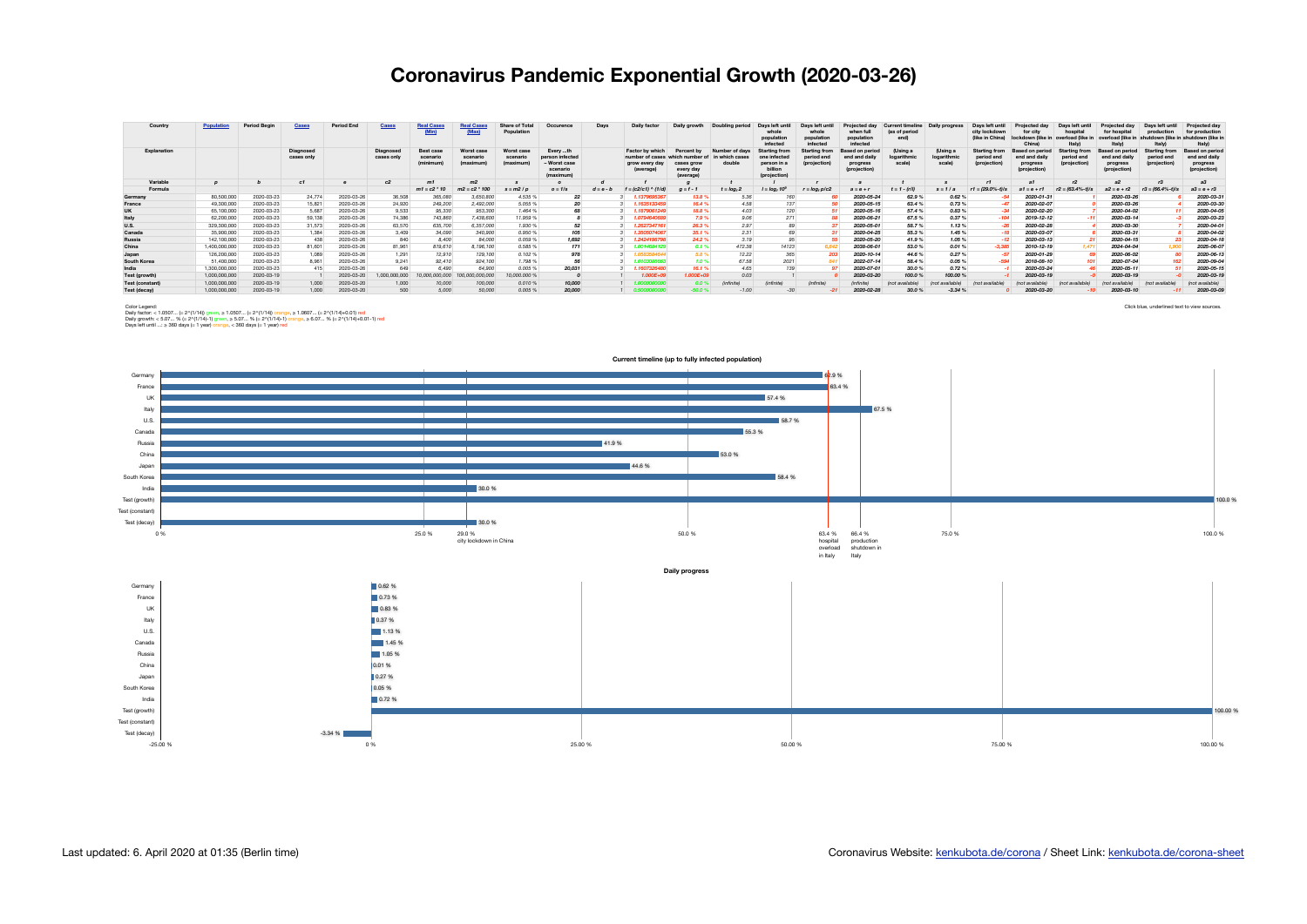# Coronavirus Pandemic Exponential Growth (2020-03-26)

| Country | Population | Period Begin | Cases | Period End | Cases | Real Cases (Min) | Real Cases (Max) | Share of Total Population | Occurence | Days | Daily factor | Daily growth | Doubling period | Days left until whole population infected | Days left until whole population infected | Projected day when full population infected | Current timeline (as of period end) | Daily progress | Days left until city lockdown (like in China) | Projected day for city lockdown (like in China) | Days left until hospital overload (like in Italy) | Projected day for hospital overload (like in Italy) | Days left until production shutdown (like in Italy) | Projected day for production shutdown (like in Italy) |
|---|---|---|---|---|---|---|---|---|---|---|---|---|---|---|---|---|---|---|---|---|---|---|---|---|
| Explanation | | | Diagnosed cases only | | Diagnosed cases only | Best case scenario (minimum) | Worst case scenario (maximum) | Worst case scenario (maximum) | Every ...th person infected – Worst case scenario (maximum) | | Factor by which number of cases grow every day (average) | Percent by which number of cases grow every day (average) | Number of days in which cases double | Starting from one infected person in a billion (projection) | Starting from period end (projection) | Based on period end and daily progress (projection) | (Using a logarithmic scale) | (Using a logarithmic scale) | Starting from period end (projection) | Based on period end and daily progress (projection) | Starting from period end (projection) | Based on period end and daily progress (projection) | Starting from period end (projection) | Based on period end and daily progress (projection) |
| Variable | p | b | c1 | e | c2 | m1 | m2 | s | o | d | f | g | t | l | r | a | t | x | r1 | a1 | r2 | a2 | r3 | a3 |
| Formula | | | | | | m1 = c2 * 10 | m2 = c2 * 100 | s = m2 / p | o = 1/s | d = e - b | f = (c2/c1) ^ (1/d) | g = f - 1 | t = log_f 2 | l = log_f 10^9 | r = log_f p/c2 | a = e + r | t = 1 - (r/l) | x = 1 / a | r1 = (29.0%-t)/x | a1 = e + r1 | r2 = (63.4%-t)/x | a2 = e + r2 | r3 = (66.4%-t)/x | a3 = e + r3 |
| Germany | 80,500,000 | 2020-03-23 | 24,774 | 2020-03-26 | 36,508 | 365,080 | 3,650,800 | 4.535 % | 22 | 3 | 1.1379695367 | 13.8 % | 5.36 | 160 | 60 | 2020-05-24 | 62.9 % | 0.62 % | -54 | 2020-01-31 | 1 | 2020-03-26 | 6 | 2020-03-31 |
| France | 49,300,000 | 2020-03-23 | 15,821 | 2020-03-26 | 24,920 | 249,200 | 2,492,000 | 5.055 % | 20 | 3 | 1.1635153459 | 16.4 % | 4.58 | 137 | 50 | 2020-05-15 | 63.4 % | 0.73 % | -47 | 2020-02-07 | 0 | 2020-03-26 | 4 | 2020-03-30 |
| UK | 65,100,000 | 2020-03-23 | 5,687 | 2020-03-26 | 9,533 | 95,330 | 953,300 | 1.464 % | 68 | 3 | 1.1879861249 | 18.8 % | 4.03 | 120 | 51 | 2020-05-16 | 57.4 % | 0.83 % | -34 | 2020-02-20 | 7 | 2020-04-02 | 11 | 2020-04-05 |
| Italy | 62,200,000 | 2020-03-23 | 59,138 | 2020-03-26 | 74,386 | 743,860 | 7,438,600 | 11.959 % | 8 | 3 | 1.0794640689 | 7.9 % | 9.06 | 271 | 88 | 2020-06-21 | 67.5 % | 0.37 % | -104 | 2019-12-12 | -11 | 2020-03-14 | -3 | 2020-03-23 |
| U.S. | 329,300,000 | 2020-03-23 | 31,573 | 2020-03-26 | 63,570 | 635,700 | 6,357,000 | 1.930 % | 52 | 3 | 1.2627347161 | 26.3 % | 2.97 | 89 | 37 | 2020-05-01 | 58.7 % | 1.13 % | -26 | 2020-02-28 | 4 | 2020-03-30 | 7 | 2020-04-01 |
| Canada | 35,900,000 | 2020-03-23 | 1,384 | 2020-03-26 | 3,409 | 34,090 | 340,900 | 0.950 % | 105 | 3 | 1.3505074067 | 35.1 % | 2.31 | 69 | 31 | 2020-04-25 | 55.3 % | 1.45 % | -18 | 2020-03-07 | 6 | 2020-03-31 | 8 | 2020-04-02 |
| Russia | 142,100,000 | 2020-03-23 | 438 | 2020-03-26 | 840 | 8,400 | 84,000 | 0.059 % | 1,692 | 3 | 1.2424198798 | 24.2 % | 3.19 | 95 | 55 | 2020-05-20 | 41.9 % | 1.05 % | -12 | 2020-03-13 | 21 | 2020-04-15 | 23 | 2020-04-18 |
| China | 1,400,000,000 | 2020-03-23 | 81,601 | 2020-03-26 | 81,961 | 819,610 | 8,196,100 | 0.585 % | 171 | 3 | 1.0014684129 | 0.1 % | 472.38 | 14123 | 6,642 | 2038-06-01 | 53.0 % | 0.01 % | -3,285 | 2010-12-19 | 1,471 | 2024-04-04 | 1,900 | 2025-06-07 |
| Japan | 126,200,000 | 2020-03-23 | 1,089 | 2020-03-26 | 1,291 | 12,910 | 129,100 | 0.102 % | 978 | 3 | 1.0583564544 | 5.8 % | 12.22 | 365 | 203 | 2020-10-14 | 44.6 % | 0.27 % | -57 | 2020-01-29 | 69 | 2020-06-02 | 80 | 2020-06-13 |
| South Korea | 51,400,000 | 2020-03-23 | 8,961 | 2020-03-26 | 9,241 | 92,410 | 924,100 | 1.798 % | 56 | 3 | 1.0103098583 | 1.0 % | 67.58 | 2021 | 841 | 2022-07-14 | 58.4 % | 0.05 % | -594 | 2018-08-10 | 101 | 2020-07-04 | 162 | 2020-09-04 |
| India | 1,300,000,000 | 2020-03-23 | 415 | 2020-03-26 | 649 | 6,490 | 64,900 | 0.005 % | 20,031 | 3 | 1.1607526480 | 16.1 % | 4.65 | 139 | 97 | 2020-07-01 | 30.0 % | 0.72 % | -1 | 2020-03-24 | 46 | 2020-05-11 | 51 | 2020-05-15 |
| Test (growth) | 1,000,000,000 | 2020-03-19 | 1 | 2020-03-20 | 1,000,000,000 | 10,000,000,000 | 100,000,000,000 | 10,000.000 % | 0 | 1 | 1.000E+09 | 1.000E+09 | 0.03 | 1 | 0 | 2020-03-20 | 100.0 % | 100.00 % | -1 | 2020-03-19 | -0 | 2020-03-19 | -0 | 2020-03-19 |
| Test (constant) | 1,000,000,000 | 2020-03-19 | 1,000 | 2020-03-20 | 1,000 | 10,000 | 100,000 | 0.010 % | 10,000 | 1 | 1.0000000000 | 0.0 % | (infinite) | (infinite) | (infinite) | (infinite) | (not available) | (not available) | (not available) | (not available) | (not available) | (not available) | (not available) | (not available) |
| Test (decay) | 1,000,000,000 | 2020-03-19 | 1,000 | 2020-03-20 | 500 | 5,000 | 50,000 | 0.005 % | 20,000 | 1 | 0.5000000000 | -50.0 % | -1.00 | -30 | -21 | 2020-02-28 | 30.0 % | -3.34 % | 0 | 2020-03-20 | -10 | 2020-03-10 | -11 | 2020-03-09 |

Color Legend:
Daily factor: < 1.0507... (= 2^(1/14)) green, ≥ 1.0507... (= 2^(1/14)) orange, ≥ 1.0607... (= 2^(1/14)+0.01) red
Daily growth: < 5.07... % (= 2^(1/14)-1) green, ≥ 5.07... % (= 2^(1/14)-1) orange, ≥ 6.07... % (= 2^(1/14)+0.01-1) red
Days left until ... ≥ 360 days (= 1 year) orange, < 360 days (= 1 year) red

Click blue, underlined text to view sources.

Current timeline (up to fully infected population)

Germany 62.9 %
France 63.4 %
UK 57.4 %
Italy 67.5 %
U.S. 58.7 %
Canada 55.3 %
Russia 41.9 %
China 53.0 %
Japan 44.6 %
South Korea 58.4 %
India 30.0 %
Test (growth) 100.0 %
Test (constant)
Test (decay) 30.0 %

0 % | 25.0 % | 29.0 % city lockdown in China | 50.0 % | 63.4 % hospital overload in Italy | 66.4 % production shutdown in Italy | 75.0 % | 100.0 %

Daily progress

Germany 0.62 %
France 0.73 %
UK 0.83 %
Italy 0.37 %
U.S. 1.13 %
Canada 1.45 %
Russia 1.05 %
China 0.01 %
Japan 0.27 %
South Korea 0.05 %
India 0.72 %
Test (growth) 100.00 %
Test (constant)
Test (decay) -3.34 %

-25.00 % | 0 % | 25.00 % | 50.00 % | 75.00 % | 100.00 %

Last updated: 6. April 2020 at 01:35 (Berlin time)

Coronavirus Website: kenkubota.de/corona / Sheet Link: kenkubota.de/corona-sheet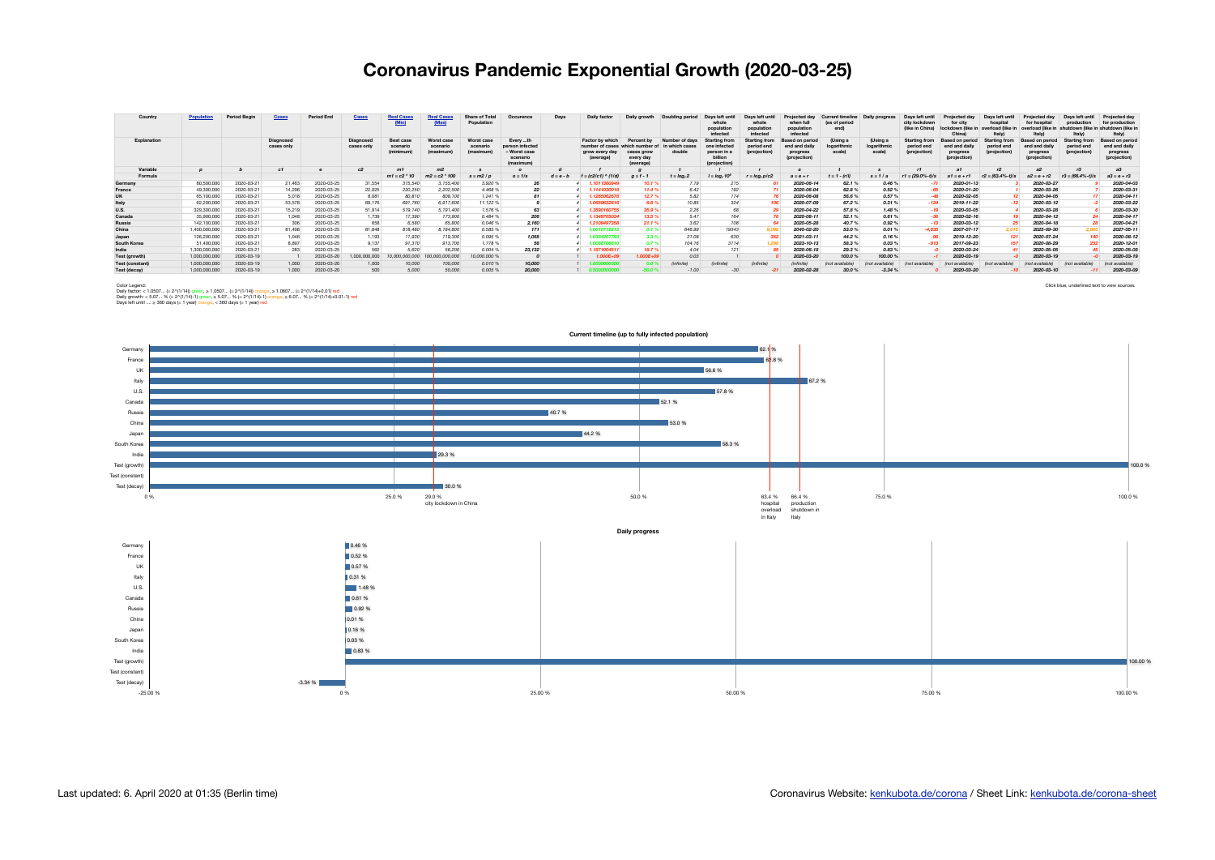# Coronavirus Pandemic Exponential Growth (2020-03-25)

| Country | Population | Period Begin | Cases | Period End | Cases | Real Cases (Min) | Real Cases (Max) | Share of Total Population | Occurence | Days | Daily factor | Daily growth | Doubling period | Days left until whole population infected | Days left until whole population infected | Projected day when full population infected | Current timeline (as of period end) | Daily progress | Days left until city lockdown (like in China) | Projected day for city lockdown (like in China) | Days left until hospital overload (like in Italy) | Projected day for hospital overload (like in Italy) | Days left until production shutdown (like in Italy) | Projected day for production shutdown (like in Italy) |
|---|---|---|---|---|---|---|---|---|---|---|---|---|---|---|---|---|---|---|---|---|---|---|---|---|
| Explanation | | | Diagnosed cases only | | Diagnosed cases only | Best case scenario (minimum) | Worst case scenario (maximum) | Worst case scenario (maximum) | Every …th person infected – Worst case scenario (maximum) | | Factor by which number of cases grow every day (average) | Percent by which number of cases grow every day (average) | Number of days in which cases double | Starting from one infected person in a billion (projection) | Starting from period end (projection) | Based on period end and daily progress (projection) | (Using a logarithmic scale) | (Using a logarithmic scale) | Starting from period end (projection) | Based on period end and daily progress (projection) | Starting from period end (projection) | Based on period end and daily progress (projection) | Starting from period end (projection) | Based on period end and daily progress (projection) |
| Variable | p | b | c1 | e | c2 | m1 | m2 | s | o | d | f | g | t | l | r | a | t | x | r1 | a1 | r2 | a2 | r3 | a3 |
| Formula | | | | | | m1 = c2 * 10 | m2 = c2 * 100 | s = m2 / p | o = 1/s | d = e - b | f = (c2/c1) ^ (1/d) | g = f - 1 | t = log_f 2 | l = log_f 10⁹ | r = log_f p/c2 | a = e + r | t = 1 - (r/l) | s = 1 / a | r1 = (29.0%-t)/s | a1 = e + r1 | r2 = (63.4%-t)/s | a2 = e + r2 | r3 = (66.4%-t)/s | a3 = e + r3 |
| Germany | 80,500,000 | 2020-03-21 | 21,463 | 2020-03-25 | 31,554 | 315,540 | 3,155,400 | 3.920 % | 26 | 4 | 1.1011360949 | 10.1 % | 7.19 | 215 | 81 | 2020-06-14 | 62.1 % | 0.46 % | -71 | 2020-01-13 | 3 | 2020-03-27 | 9 | 2020-04-03 |
| France | 49,300,000 | 2020-03-21 | 14,296 | 2020-03-25 | 22,025 | 220,250 | 2,202,500 | 4.468 % | 22 | 4 | 1.1141030018 | 11.4 % | 6.42 | 192 | 71 | 2020-06-04 | 62.8 % | 0.52 % | -65 | 2020-01-20 | 1 | 2020-03-26 | 7 | 2020-03-31 |
| UK | 65,100,000 | 2020-03-21 | 5,018 | 2020-03-25 | 8,081 | 80,810 | 808,100 | 1.241 % | 81 | 4 | 1.1265062678 | 12.7 % | 5.82 | 174 | 76 | 2020-06-08 | 56.6 % | 0.57 % | -48 | 2020-02-05 | 12 | 2020-04-05 | 17 | 2020-04-11 |
| Italy | 62,200,000 | 2020-03-21 | 53,578 | 2020-03-25 | 69,176 | 691,760 | 6,917,600 | 11.122 % | 9 | 4 | 1.0659632616 | 6.6 % | 10.85 | 324 | 106 | 2020-07-09 | 67.2 % | 0.31 % | -124 | 2019-11-22 | -12 | 2020-03-12 | -2 | 2020-03-22 |
| U.S. | 329,300,000 | 2020-03-21 | 15,219 | 2020-03-25 | 51,914 | 519,140 | 5,191,400 | 1.576 % | 63 | 4 | 1.3590160765 | 35.9 % | 2.26 | 68 | 29 | 2020-04-22 | 57.8 % | 1.48 % | -19 | 2020-03-05 | 4 | 2020-03-28 | 6 | 2020-03-30 |
| Canada | 35,900,000 | 2020-03-21 | 1,048 | 2020-03-25 | 1,739 | 17,390 | 173,900 | 0.484 % | 206 | 4 | 1.1349705034 | 13.5 % | 5.47 | 164 | 78 | 2020-06-11 | 52.1 % | 0.61 % | -38 | 2020-02-16 | 19 | 2020-04-12 | 24 | 2020-04-17 |
| Russia | 142,100,000 | 2020-03-21 | 306 | 2020-03-25 | 658 | 6,580 | 65,800 | 0.046 % | 2,160 | 4 | 1.2109497358 | 21.1 % | 3.62 | 108 | 64 | 2020-05-28 | 40.7 % | 0.92 % | -13 | 2020-03-12 | 25 | 2020-04-18 | 28 | 2020-04-21 |
| China | 1,400,000,000 | 2020-03-21 | 81,498 | 2020-03-25 | 81,848 | 818,480 | 8,184,800 | 0.585 % | 171 | 4 | 1.0010719212 | 0.1 % | 646.99 | 19343 | 9,050 | 2045-02-20 | 53.0 % | 0.01 % | -4,626 | 2007-07-17 | 2,016 | 2025-09-30 | 2,603 | 2027-05-11 |
| Japan | 126,200,000 | 2020-03-21 | 1,046 | 2020-03-25 | 1,193 | 11,930 | 119,300 | 0.095 % | 1,058 | 4 | 1.0334297795 | 3.3 % | 21.08 | 630 | 352 | 2021-03-11 | 44.2 % | 0.16 % | -96 | 2019-12-20 | 121 | 2020-07-24 | 140 | 2020-08-12 |
| South Korea | 51,400,000 | 2020-03-21 | 8,897 | 2020-03-25 | 9,137 | 91,370 | 913,700 | 1.778 % | 56 | 4 | 1.0066766510 | 0.7 % | 104.16 | 3114 | 1,298 | 2023-10-13 | 58.3 % | 0.03 % | -913 | 2017-09-23 | 157 | 2020-08-29 | 252 | 2020-12-01 |
| India | 1,300,000,000 | 2020-03-21 | 283 | 2020-03-25 | 562 | 5,620 | 56,200 | 0.004 % | 23,132 | 4 | 1.1871004511 | 18.7 % | 4.04 | 121 | 85 | 2020-06-18 | 29.3 % | 0.83 % | -0 | 2020-03-24 | 41 | 2020-05-05 | 45 | 2020-05-08 |
| Test (growth) | 1,000,000,000 | 2020-03-19 | 1 | 2020-03-20 | 1,000,000,000 | 10,000,000,000 | 100,000,000,000 | 10,000.000 % | 0 | 1 | 1.000E+09 | 1.000E+09 | 0.03 | 1 | 0 | 2020-03-20 | 100.0 % | 100.00 % | -1 | 2020-03-19 | -0 | 2020-03-19 | -0 | 2020-03-19 |
| Test (constant) | 1,000,000,000 | 2020-03-19 | 1,000 | 2020-03-20 | 1,000 | 10,000 | 100,000 | 0.010 % | 10,000 | 1 | 1.0000000000 | 0.0 % | (infinite) | (infinite) | (infinite) | (infinite) | (not available) | (not available) | (not available) | (not available) | (not available) | (not available) | (not available) | (not available) |
| Test (decay) | 1,000,000,000 | 2020-03-19 | 1,000 | 2020-03-20 | 500 | 5,000 | 50,000 | 0.005 % | 20,000 | 1 | 0.5000000000 | -50.0 % | -1.00 | -30 | -21 | 2020-02-28 | 30.0 % | -3.34 % | 0 | 2020-03-20 | -10 | 2020-03-10 | -11 | 2020-03-09 |

Color Legend:
Daily factor: < 1.0507... (≈ 2^(1/14)) green, ≥ 1.0507... (≈ 2^(1/14)) orange, ≥ 1.0607... (≈ 2^(1/14)+0.01) red
Daily growth: < 5.07... % (≈ 2^(1/14)-1) green, ≥ 5.07... % (≈ 2^(1/14)-1) orange, ≥ 6.07... % (≈ 2^(1/14)+0.01-1) red
Days left until ...: ≥ 360 days (≈ 1 year) orange, < 360 days (≈ 1 year) red

Click blue, underlined text to view sources.

**Current timeline (up to fully infected population)**

Germany 62.1 %
France 62.8 %
UK 56.6 %
Italy 67.2 %
U.S. 57.8 %
Canada 52.1 %
Russia 40.7 %
China 53.0 %
Japan 44.2 %
South Korea 58.3 %
India 29.3 %
Test (growth) 100.0 %
Test (constant)
Test (decay) 30.0 %

0 % 25.0 % 29.0 % city lockdown in China 50.0 % 63.4 % hospital overload in Italy 66.4 % production shutdown in Italy 75.0 % 100.0 %

**Daily progress**

Germany 0.46 %
France 0.52 %
UK 0.57 %
Italy 0.31 %
U.S. 1.48 %
Canada 0.61 %
Russia 0.92 %
China 0.01 %
Japan 0.16 %
South Korea 0.03 %
India 0.83 %
Test (growth) 100.00 %
Test (constant)
Test (decay) -3.34 %

-25.00 % 0 % 25.00 % 50.00 % 75.00 % 100.00 %

Last updated: 6. April 2020 at 01:35 (Berlin time)

Coronavirus Website: kenkubota.de/corona / Sheet Link: kenkubota.de/corona-sheet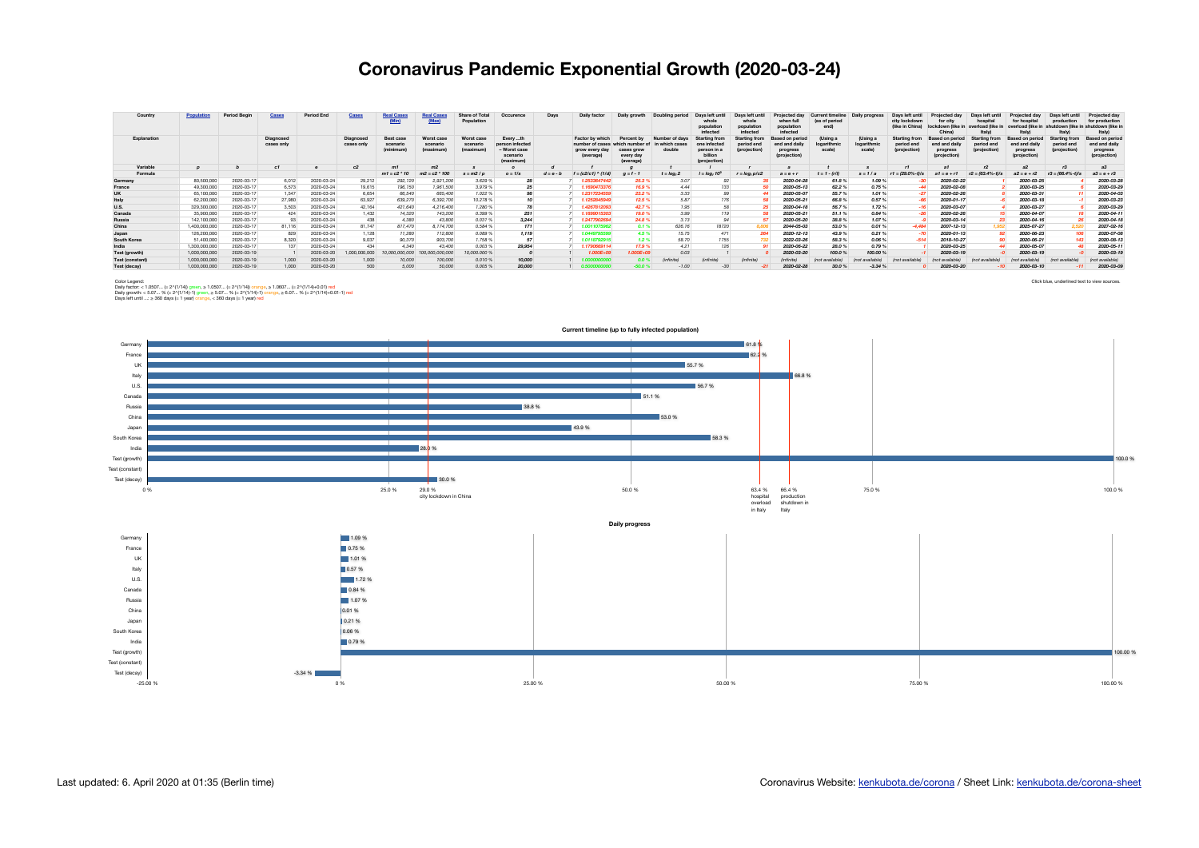# Coronavirus Pandemic Exponential Growth (2020-03-24)

| Country | Population | Period Begin | Cases | Period End | Cases | Real Cases (Min) | Real Cases (Max) | Share of Total Population | Occurence | Days | Daily factor | Daily growth | Doubling period | Days left until whole population infected | Days left until whole population infected | Projected day when full population infected | Current timeline (as of period end) | Daily progress | Days left until city lockdown (like in China) | Projected day for city lockdown (like in China) | Days left until hospital overload (like in Italy) | Projected day for hospital overload (like in Italy) | Days left until production shutdown (like in Italy) | Projected day for production shutdown (like in Italy) |
|---|---|---|---|---|---|---|---|---|---|---|---|---|---|---|---|---|---|---|---|---|---|---|---|---|
| Explanation | | | Diagnosed cases only | | Diagnosed cases only | Best case scenario (minimum) | Worst case scenario (maximum) | Worst case scenario (maximum) | Every …th person infected – Worst case scenario (maximum) | | Factor by which number of cases grow every day (average) | Percent by which number of cases grow every day (average) | Number of days in which cases double | Starting from one infected person in a billion (projection) | Starting from period end (projection) | Based on period end and daily progress (projection) | (Using a logarithmic scale) | (Using a logarithmic scale) | Starting from period end (projection) | Based on period end and daily progress (projection) | Starting from period end (projection) | Based on period end and daily progress (projection) | Starting from period end (projection) | Based on period end and daily progress (projection) |
| Variable | p | b | c1 | e | c2 | m1 | m2 | s | o | d | f | g | t | l | r | a | t | x | r1 | a1 | r2 | a2 | r3 | a3 |
| Formula | | | | | | m1 = c2 * 10 | m2 = c2 * 100 | s = m2 / p | o = 1/s | d = e - b | f = (c2/c1) ^ (1/d) | g = f - 1 | t = log_f 2 | l = log_f 10^9 | r = log_f p/c2 | a = e + r | t = 1 - (r/l) | s = 1 / a | r1 = (29.0%-t)/s | a1 = e + r1 | r2 = (63.4%-t)/s | a2 = e + r2 | r3 = (66.4%-t)/s | a3 = e + r3 |
| Germany | 80,500,000 | 2020-03-17 | 6,012 | 2020-03-24 | 29,212 | 292,120 | 2,921,200 | 3.629 % | 28 | 7 | 1.2532647442 | 25.3 % | 3.07 | 92 | 35 | 2020-04-28 | 61.8 % | 1.09 % | -30 | 2020-02-22 | 1 | 2020-03-25 | 4 | 2020-03-28 |
| France | 49,300,000 | 2020-03-17 | 6,573 | 2020-03-24 | 19,615 | 196,150 | 1,961,500 | 3.979 % | 25 | 7 | 1.1690473376 | 16.9 % | 4.44 | 133 | 50 | 2020-05-13 | 62.2 % | 0.75 % | -44 | 2020-02-08 | 2 | 2020-03-26 | 6 | 2020-03-29 |
| UK | 65,100,000 | 2020-03-17 | 1,547 | 2020-03-24 | 6,654 | 66,540 | 665,400 | 1.022 % | 98 | 7 | 1.2317234559 | 23.2 % | 3.33 | 99 | 44 | 2020-05-07 | 55.7 % | 1.01 % | -27 | 2020-02-26 | 8 | 2020-03-31 | 11 | 2020-04-03 |
| Italy | 62,200,000 | 2020-03-17 | 27,980 | 2020-03-24 | 63,927 | 639,270 | 6,392,700 | 10.278 % | 10 | 7 | 1.1252845949 | 12.5 % | 5.87 | 176 | 58 | 2020-05-21 | 66.8 % | 0.57 % | -66 | 2020-01-17 | -6 | 2020-03-18 | -1 | 2020-03-23 |
| U.S. | 329,300,000 | 2020-03-17 | 3,503 | 2020-03-24 | 42,164 | 421,640 | 4,216,400 | 1.280 % | 78 | 7 | 1.4267812093 | 42.7 % | 1.95 | 58 | 25 | 2020-04-18 | 56.7 % | 1.72 % | -16 | 2020-03-07 | 4 | 2020-03-27 | 6 | 2020-03-29 |
| Canada | 35,900,000 | 2020-03-17 | 424 | 2020-03-24 | 1,432 | 14,320 | 143,200 | 0.399 % | 251 | 7 | 1.1899015303 | 19.0 % | 3.99 | 119 | 58 | 2020-05-21 | 51.1 % | 0.84 % | -26 | 2020-02-26 | 15 | 2020-04-07 | 18 | 2020-04-11 |
| Russia | 142,100,000 | 2020-03-17 | 93 | 2020-03-24 | 438 | 4,380 | 43,800 | 0.031 % | 3,244 | 7 | 1.2477062694 | 24.8 % | 3.13 | 94 | 57 | 2020-05-20 | 38.8 % | 1.07 % | -9 | 2020-03-14 | 23 | 2020-04-16 | 26 | 2020-04-18 |
| China | 1,400,000,000 | 2020-03-17 | 81,116 | 2020-03-24 | 81,747 | 817,470 | 8,174,700 | 0.584 % | 171 | 7 | 1.0011075962 | 0.1 % | 626.16 | 18720 | 8,806 | 2044-05-03 | 53.0 % | 0.01 % | -4,484 | 2007-12-13 | 1,952 | 2025-07-27 | 2,520 | 2027-02-16 |
| Japan | 126,200,000 | 2020-03-17 | 829 | 2020-03-24 | 1,128 | 11,280 | 112,800 | 0.089 % | 1,119 | 7 | 1.0449705596 | 4.5 % | 15.75 | 471 | 264 | 2020-12-13 | 43.9 % | 0.21 % | -70 | 2020-01-13 | 92 | 2020-06-23 | 106 | 2020-07-08 |
| South Korea | 51,400,000 | 2020-03-17 | 8,320 | 2020-03-24 | 9,037 | 90,370 | 903,700 | 1.758 % | 57 | 7 | 1.0118792515 | 1.2 % | 58.70 | 1755 | 732 | 2022-03-26 | 58.3 % | 0.06 % | -514 | 2018-10-27 | 90 | 2020-06-21 | 143 | 2020-08-13 |
| India | 1,300,000,000 | 2020-03-17 | 137 | 2020-03-24 | 434 | 4,340 | 43,400 | 0.003 % | 29,954 | 7 | 1.1790665114 | 17.9 % | 4.21 | 126 | 91 | 2020-06-22 | 28.0 % | 0.79 % | 1 | 2020-03-25 | 44 | 2020-05-07 | 48 | 2020-05-11 |
| Test (growth) | 1,000,000,000 | 2020-03-19 | 1 | 2020-03-20 | 1,000,000,000 | 10,000,000,000 | 100,000,000,000 | 10,000.000 % | 0 | 1 | 1.000E+09 | 1.000E+09 | 0.03 | 1 | 0 | 2020-03-20 | 100.0 % | 100.00 % | -1 | 2020-03-19 | -0 | 2020-03-19 | -0 | 2020-03-19 |
| Test (constant) | 1,000,000,000 | 2020-03-19 | 1,000 | 2020-03-20 | 1,000 | 10,000 | 100,000 | 0.010 % | 10,000 | 1 | 1.0000000000 | 0.0 % | (infinite) | (infinite) | (infinite) | (infinite) | (not available) | (not available) | (not available) | (not available) | (not available) | (not available) | (not available) | (not available) |
| Test (decay) | 1,000,000,000 | 2020-03-19 | 1,000 | 2020-03-20 | 500 | 5,000 | 50,000 | 0.005 % | 20,000 | 1 | 0.5000000000 | -50.0 % | -1.00 | -30 | -21 | 2020-02-28 | 30.0 % | -3.34 % | 0 | 2020-03-20 | -10 | 2020-03-10 | -11 | 2020-03-09 |

Color Legend:
Daily factor: < 1.0507… (= 2^(1/14)) green, ≥ 1.0507… (= 2^(1/14)) orange, ≥ 1.0607… (= 2^(1/14)+0.01) red
Daily growth: < 5.07… % (= 2^(1/14)-1) green, ≥ 5.07… % (= 2^(1/14)-1) orange, ≥ 6.07… % (= 2^(1/14)+0.01-1) red
Days left until … ≥ 360 days (= 1 year) orange, < 360 days (= 1 year) red

Click blue, underlined text to view sources.

Current timeline (up to fully infected population)

Germany 61.8 %
France 62.2 %
UK 55.7 %
Italy 66.8 %
U.S. 56.7 %
Canada 51.1 %
Russia 38.8 %
China 53.0 %
Japan 43.9 %
South Korea 58.3 %
India 28.0 %
Test (growth) 100.0 %
Test (constant)
Test (decay) 30.0 %

0 % | 25.0 % | 29.0 % city lockdown in China | 50.0 % | 63.4 % hospital overload in Italy | 66.4 % production shutdown in Italy | 75.0 % | 100.0 %

Daily progress

Germany 1.09 %
France 0.75 %
UK 1.01 %
Italy 0.57 %
U.S. 1.72 %
Canada 0.84 %
Russia 1.07 %
China 0.01 %
Japan 0.21 %
South Korea 0.06 %
India 0.79 %
Test (growth) 100.00 %
Test (constant)
Test (decay) -3.34 %

-25.00 % | 0 % | 25.00 % | 50.00 % | 75.00 % | 100.00 %

Last updated: 6. April 2020 at 01:35 (Berlin time)

Coronavirus Website: kenkubota.de/corona / Sheet Link: kenkubota.de/corona-sheet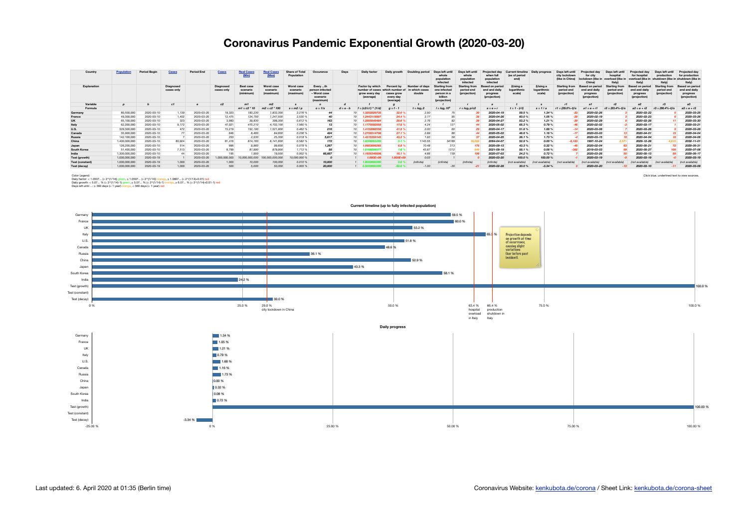# Coronavirus Pandemic Exponential Growth (2020-03-20)

| Country | Population | Period Begin | Cases | Period End | Cases | Real Cases (Min) | Real Cases (Max) | Share of Total Population | Occurence | Days | Daily factor | Daily growth | Doubling period | Days left until whole population infected | Days left until whole population infected | Projected day when full population infected | Current timeline (as of period end) | Daily progress | Days left until city lockdown (like in China) | Projected day for city lockdown (like in China) | Days left until hospital overload (like in Italy) | Projected day for hospital overload (like in Italy) | Days left until production shutdown (like in Italy) | Projected day for production shutdown (like in Italy) |
|---|---|---|---|---|---|---|---|---|---|---|---|---|---|---|---|---|---|---|---|---|---|---|---|---|
| Explanation | | | Diagnosed cases only | | Diagnosed cases only | Best case scenario (minimum) | Worst case scenario (maximum) | Worst case scenario (maximum) | Every ...th person infected – Worst case scenario (maximum) | | Factor by which number of cases grow every day (average) | Percent by which number of cases grow every day (average) | Number of days in which cases double | Starting from one infected person in a billion (projection) | Starting from period end (projection) | Based on period end and daily progress (projection) | (Using a logarithmic scale) | (Using a logarithmic scale) | Starting from period end (projection) | Based on period end and daily progress (projection) | Starting from period end (projection) | Based on period end and daily progress (projection) | Starting from period end (projection) | Based on period end and daily progress (projection) |
| Variable | p | b | c1 | e | c2 | m1 | m2 | s | o | d | f | g | t | l | r | a | t | x | r1 | a1 | r2 | a2 | r3 | a3 |
| Formula | | | | | | m1 = c2 * 10 | m2 = c2 * 100 | s = m2 / p | o = 1/s | d = e - b | f = (c2/c1) ^ (1/d) | g = f - 1 | t = log_f 2 | l = log_f 10^9 | r = log_f p/c2 | a = e + r | t = 1 - (r/l) | x = 1 / a | r1 = (29.0%-t)/x | a1 = e + r1 | r2 = (63.4%-t)/x | a2 = e + r2 | r3 = (66.4%-t)/x | a3 = e + r3 |
| Germany | 80,500,000 | 2020-03-10 | 1,139 | 2020-03-20 | 18,323 | 183,230 | 1,832,300 | 2.276 % | 44 | 10 | 1.3202229735 | 32.0 % | 2.50 | 75 | 30 | 2020-04-19 | 59.5 % | 1.34 % | -23 | 2020-02-26 | 3 | 2020-03-22 | 5 | 2020-03-25 |
| France | 49,300,000 | 2020-03-10 | 1,402 | 2020-03-20 | 12,475 | 124,750 | 1,247,500 | 2.530 % | 40 | 10 | 1.2442418987 | 24.4 % | 3.17 | 95 | 38 | 2020-04-26 | 60.0 % | 1.05 % | -29 | 2020-02-19 | 3 | 2020-03-23 | 6 | 2020-03-26 |
| UK | 65,100,000 | 2020-03-10 | 323 | 2020-03-20 | 3,983 | 39,830 | 398,300 | 0.612 % | 163 | 10 | 1.2855849464 | 28.6 % | 2.76 | 82 | 39 | 2020-04-27 | 53.2 % | 1.21 % | -20 | 2020-02-29 | 8 | 2020-03-28 | 11 | 2020-03-30 |
| Italy | 62,200,000 | 2020-03-10 | 9,172 | 2020-03-20 | 47,021 | 470,210 | 4,702,100 | 7.560 % | 13 | 10 | 1.1776592658 | 17.8 % | 4.24 | 127 | 44 | 2020-05-02 | 65.3 % | 0.79 % | -46 | 2020-02-02 | -2 | 2020-03-17 | 1 | 2020-03-21 |
| U.S. | 329,300,000 | 2020-03-10 | 472 | 2020-03-20 | 15,219 | 152,190 | 1,521,900 | 0.462 % | 216 | 10 | 1.4152866556 | 41.5 % | 2.00 | 60 | 29 | 2020-04-17 | 51.8 % | 1.68 % | -14 | 2020-03-06 | 7 | 2020-03-26 | 9 | 2020-03-28 |
| Canada | 35,900,000 | 2020-03-10 | 77 | 2020-03-20 | 846 | 8,460 | 84,600 | 0.236 % | 424 | 10 | 1.2708214796 | 27.1 % | 2.89 | 86 | 44 | 2020-05-03 | 48.6 % | 1.16 % | -17 | 2020-03-03 | 13 | 2020-04-01 | 15 | 2020-04-04 |
| Russia | 142,100,000 | 2020-03-10 | 7 | 2020-03-20 | 253 | 2,530 | 25,300 | 0.018 % | 5,617 | 10 | 1.4316325145 | 43.2 % | 1.93 | 58 | 37 | 2020-04-25 | 36.1 % | 1.73 % | -4 | 2020-03-15 | 16 | 2020-04-04 | 18 | 2020-04-06 |
| China | 1,400,000,000 | 2020-03-10 | 80,924 | 2020-03-20 | 81,416 | 814,160 | 8,141,600 | 0.582 % | 172 | 10 | 1.0006063289 | 0.1 % | 1143.55 | 34189 | 16,089 | 2064-04-07 | 52.9 % | 0.00 % | -8,183 | 1997-10-24 | 3,571 | 2029-12-28 | 4,610 | 2032-11-01 |
| Japan | 126,200,000 | 2020-03-10 | 514 | 2020-03-20 | 996 | 9,960 | 99,600 | 0.079 % | 1,267 | 10 | 1.0683695265 | 6.8 % | 10.48 | 313 | 178 | 2020-09-13 | 43.3 % | 0.32 % | -45 | 2020-02-04 | 63 | 2020-05-21 | 72 | 2020-05-31 |
| South Korea | 51,400,000 | 2020-03-10 | 7,513 | 2020-03-20 | 8,799 | 87,990 | 879,900 | 1.712 % | 58 | 10 | 1.0159250077 | 1.6 % | 43.87 | 1312 | 549 | 2021-09-19 | 58.1 % | 0.08 % | -382 | 2019-03-03 | 69 | 2020-05-27 | 109 | 2020-07-06 |
| India | 1,300,000,000 | 2020-03-10 | 44 | 2020-03-20 | 195 | 1,950 | 19,500 | 0.002 % | 66,667 | 10 | 1.1605348686 | 16.1 % | 4.66 | 139 | 106 | 2020-07-03 | 24.2 % | 0.72 % | 7 | 2020-03-26 | 55 | 2020-05-13 | 59 | 2020-05-17 |
| Test (growth) | 1,000,000,000 | 2020-03-19 | 1 | 2020-03-20 | 1,000,000,000 | 10,000,000,000 | 100,000,000,000 | 10,000.000 % | 0 | 1 | 1.000E+09 | 1.000E+09 | 0.03 | 1 | 0 | 2020-03-20 | 100.0 % | 100.00 % | -1 | 2020-03-19 | -0 | 2020-03-19 | -0 | 2020-03-19 |
| Test (constant) | 1,000,000,000 | 2020-03-19 | 1,000 | 2020-03-20 | 1,000 | 10,000 | 100,000 | 0.010 % | 10,000 | 1 | 1.0000000000 | 0.0 % | (infinite) | (infinite) | (infinite) | (infinite) | (not available) | (not available) | (not available) | (not available) | (not available) | (not available) | (not available) | (not available) |
| Test (decay) | 1,000,000,000 | 2020-03-19 | 1,000 | 2020-03-20 | 500 | 5,000 | 50,000 | 0.005 % | 20,000 | 1 | 0.5000000000 | -50.0 % | -1.00 | -30 | -21 | 2020-02-28 | 30.0 % | -3.34 % | 0 | 2020-03-20 | -10 | 2020-03-10 | -11 | 2020-03-09 |

Color Legend:
Daily factor: < 1.0507... (≈ 2^(1/14)) green, ≥ 1.0507... (≈ 2^(1/14)) orange, ≥ 1.0607... (≈ 2^(1/14)+0.01) red
Daily growth: < 5.07... % (≈ 2^(1/14)-1) green, ≥ 5.07... % (≈ 2^(1/14)-1) orange, ≥ 6.07... % (≈ 2^(1/14)-0.01-1) red
Days left until ... ≥ 360 days (≈ 1 year) orange, < 360 days (≈ 1 year) red

Click blue, underlined text to view sources.

**Current timeline (up to fully infected population)**

Germany 59.5 %
France 60.0 %
UK 53.2 %
Italy 65.3 %
U.S. 51.8 %
Canada 48.6 %
Russia 36.1 %
China 52.9 %
Japan 43.3 %
South Korea 58.1 %
India 24.2 %
Test (growth) 100.0 %
Test (constant)
Test (decay) 30.0 %

0 % | 25.0 % | 29.0 % city lockdown in China | 50.0 % | 63.4 % hospital overload in Italy | 66.4 % production shutdown in Italy | 75.0 % | 100.0 %

Projection depends on growth at time of occurrence, causing slight variations (bar before past incident).

**Daily progress**

Germany 1.34 %
France 1.05 %
UK 1.21 %
Italy 0.79 %
U.S. 1.68 %
Canada 1.16 %
Russia 1.73 %
China 0.00 %
Japan 0.32 %
South Korea 0.08 %
India 0.72 %
Test (growth) 100.00 %
Test (constant)
Test (decay) -3.34 %

-25.00 % | 0 % | 25.00 % | 50.00 % | 75.00 % | 100.00 %

Last updated: 6. April 2020 at 01:35 (Berlin time)

Coronavirus Website: kenkubota.de/corona / Sheet Link: kenkubota.de/corona-sheet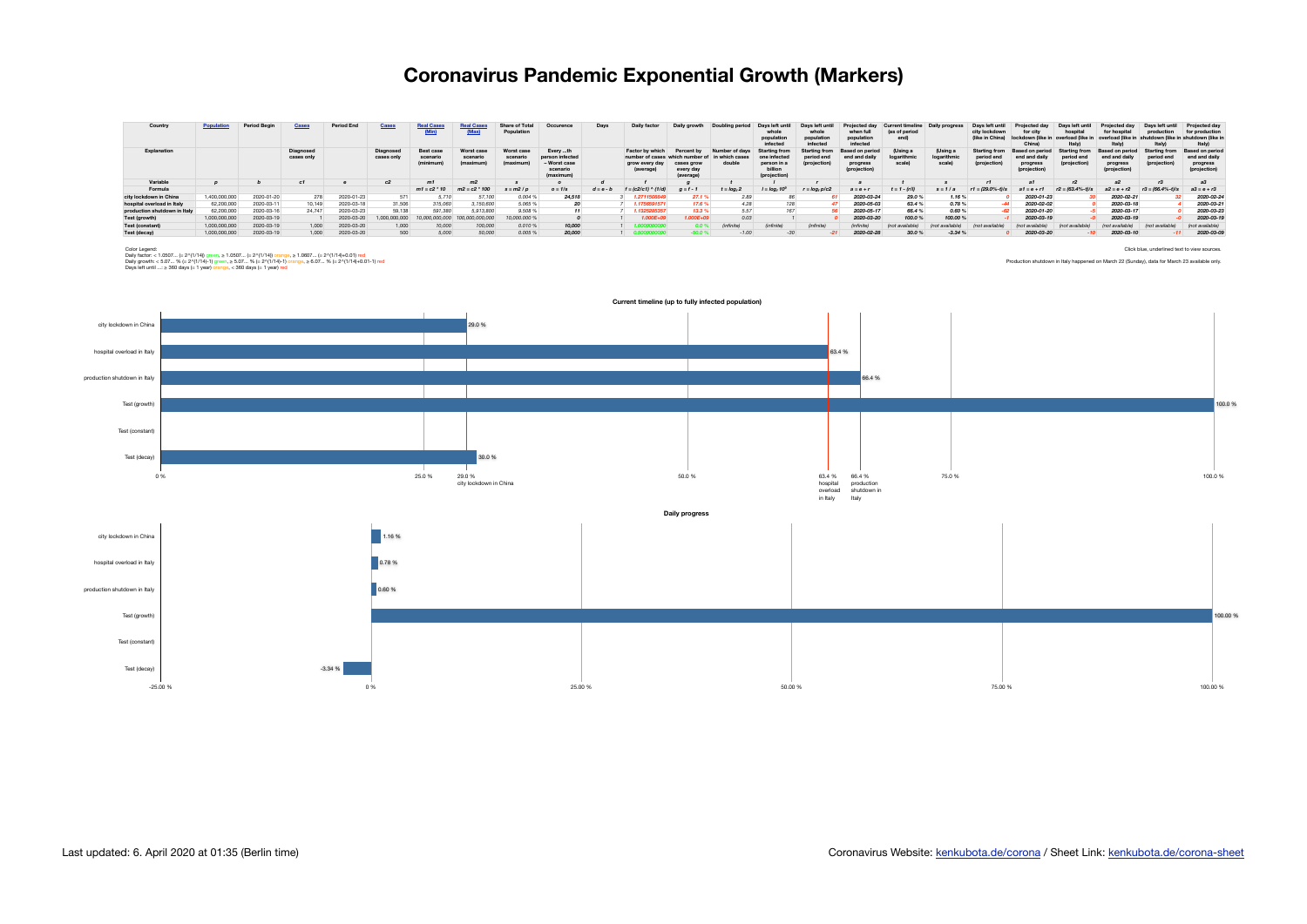# Coronavirus Pandemic Exponential Growth (Markers)

| Country | Population | Period Begin | Cases | Period End | Cases | Real Cases (Min) | Real Cases (Max) | Share of Total Population | Occurence | Days | Daily factor | Daily growth | Doubling period | Days left until whole population infected | Days left until whole population infected | Projected day when full population infected | Current timeline (as of period end) | Daily progress | Days left until city lockdown (like in China) | Projected day for city lockdown (like in China) | Days left until hospital overload (like in Italy) | Projected day for hospital overload (like in Italy) | Days left until production shutdown (like in Italy) | Projected day for production shutdown (like in Italy) |
|---|---|---|---|---|---|---|---|---|---|---|---|---|---|---|---|---|---|---|---|---|---|---|---|---|
| Explanation | | | Diagnosed cases only | | Diagnosed cases only | Best case scenario (minimum) | Worst case scenario (maximum) | Worst case scenario (maximum) | Every ...th person infected – Worst case scenario (maximum) | | Factor by which number of cases grow every day (average) | Percent by which number of cases grow every day (average) | Number of days in which cases double | Starting from one infected person in a billion (projection) | Starting from period end (projection) | Based on period end and daily progress (projection) | (Using a logarithmic scale) | (Using a logarithmic scale) | Starting from period end (projection) | Based on period end and daily progress (projection) | Starting from period end (projection) | Based on period end and daily progress (projection) | Starting from period end (projection) | Based on period end and daily progress (projection) |
| Variable | p | b | c1 | e | c2 | m1 | m2 | s | o | d | f | g | t | l | r | a | t | x | r1 | a1 | r2 | a2 | r3 | a3 |
| Formula | | | | | | m1 = c2 * 10 | m2 = c2 * 100 | s = m2 / p | o = 1/s | d = e - b | f = (c2/c1) ^ (1/d) | g = f - 1 | $t = log_f 2$ | $l = log_f 10^9$ | $r = log_f p/c2$ | a = e + r | t = 1 - (r/l) | s = 1 / a | r1 = (29.0%-t)/s | a1 = e + r1 | r2 = (63.4%-t)/s | a2 = e + r2 | r3 = (66.4%-t)/s | a3 = e + r3 |
| city lockdown in China | 1,400,000,000 | 2020-01-20 | 278 | 2020-01-23 | 571 | 5,710 | 57,100 | 0.004 % | 24,518 | 3 | 1.2711506849 | 27.1 % | 2.89 | 86 | 61 | 2020-03-24 | 29.0 % | 1.16 % | 0 | 2020-01-23 | 30 | 2020-02-21 | 32 | 2020-02-24 |
| hospital overload in Italy | 62,200,000 | 2020-03-11 | 10,149 | 2020-03-18 | 31,506 | 315,060 | 3,150,600 | 5.065 % | 20 | 7 | 1.1756591571 | 17.6 % | 4.28 | 128 | 47 | 2020-05-03 | 63.4 % | 0.78 % | -44 | 2020-02-02 | 0 | 2020-03-18 | 4 | 2020-03-21 |
| production shutdown in Italy | 62,200,000 | 2020-03-16 | 24,747 | 2020-03-23 | 59,138 | 591,380 | 5,913,800 | 9.508 % | 11 | 7 | 1.1325285357 | 13.3 % | 5.57 | 167 | 56 | 2020-05-17 | 66.4 % | 0.60 % | -62 | 2020-01-20 | -5 | 2020-03-17 | 0 | 2020-03-23 |
| Test (growth) | 1,000,000,000 | 2020-03-19 | 1 | 2020-03-20 | 1,000,000,000 | 10,000,000,000 | 100,000,000,000 | 10,000.000 % | 0 | 1 | 1.000E+09 | 1.000E+09 | 0.03 | 1 | 0 | 2020-03-20 | 100.0 % | 100.00 % | -1 | 2020-03-19 | -0 | 2020-03-19 | -0 | 2020-03-19 |
| Test (constant) | 1,000,000,000 | 2020-03-19 | 1,000 | 2020-03-20 | 1,000 | 10,000 | 100,000 | 0.010 % | 10,000 | 1 | 1.0000000000 | 0.0 % | (infinite) | (infinite) | (infinite) | (infinite) | (not available) | (not available) | (not available) | (not available) | (not available) | (not available) | (not available) | (not available) |
| Test (decay) | 1,000,000,000 | 2020-03-19 | 1,000 | 2020-03-20 | 500 | 5,000 | 50,000 | 0.005 % | 20,000 | 1 | 0.5000000000 | -50.0 % | -1.00 | -30 | -21 | 2020-02-28 | 30.0 % | -3.34 % | 0 | 2020-03-20 | -10 | 2020-03-10 | -11 | 2020-03-09 |

Color Legend:
Daily factor: < 1.0507... (= 2^(1/14)) green, ≥ 1.0507... (= 2^(1/14)) orange, ≥ 1.0607... (= 2^(1/14+0.01)) red
Daily growth: < 5.07... % (= 2^(1/14)-1) green, ≥ 5.07... % (= 2^(1/14)-1) orange, ≥ 6.07... % (= 2^(1/14+0.01)-1) red
Days left until ...: ≥ 360 days (= 1 year) orange, < 360 days (= 1 year) red

Click blue, underlined text to view sources.

Production shutdown in Italy happened on March 22 (Sunday), data for March 23 available only.

Current timeline (up to fully infected population)

city lockdown in China
hospital overload in Italy
production shutdown in Italy
Test (growth)
Test (constant)
Test (decay)

29.0 %
63.4 %
66.4 %
100.0 %
30.0 %

0 %
25.0 %
29.0 % city lockdown in China
50.0 %
63.4 % hospital overload in Italy
66.4 % production shutdown in Italy
75.0 %
100.0 %

Daily progress

city lockdown in China
hospital overload in Italy
production shutdown in Italy
Test (growth)
Test (constant)
Test (decay)

1.16 %
0.78 %
0.60 %
100.00 %
-3.34 %

-25.00 %
0 %
25.00 %
50.00 %
75.00 %
100.00 %

Last updated: 6. April 2020 at 01:35 (Berlin time)

Coronavirus Website: kenkubota.de/corona / Sheet Link: kenkubota.de/corona-sheet